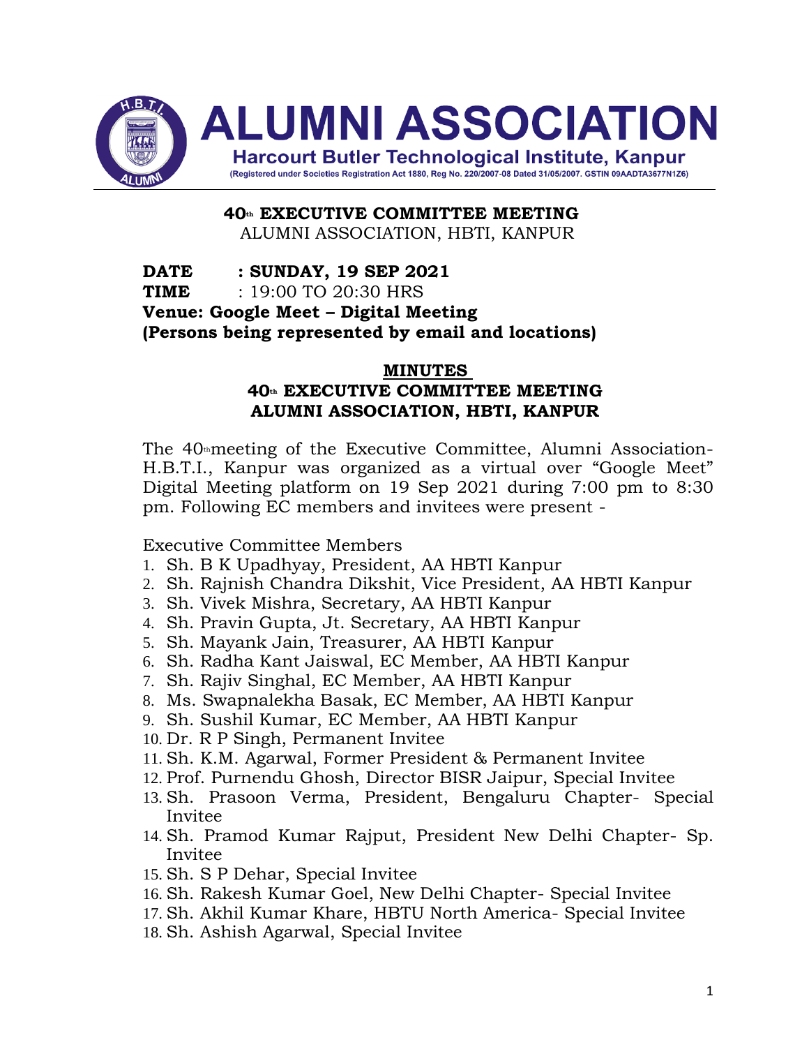# ALUMNI ASSOCIATION

**Harcourt Butler Technological Institute, Kanpur**

(Registered under Societies Registration Act 1880, Reg No. 220/2007-08 Dated 31/05/2007. GSTIN 09AADTA3677N1Z6)

**40th EXECUTIVE COMMITTEE MEETING**
ALUMNI ASSOCIATION, HBTI, KANPUR

**DATE : SUNDAY, 19 SEP 2021**
**TIME** : 19:00 TO 20:30 HRS
**Venue: Google Meet – Digital Meeting**
**(Persons being represented by email and locations)**

## MINUTES
## 40th EXECUTIVE COMMITTEE MEETING
## ALUMNI ASSOCIATION, HBTI, KANPUR

The 40th meeting of the Executive Committee, Alumni Association-H.B.T.I., Kanpur was organized as a virtual over "Google Meet" Digital Meeting platform on 19 Sep 2021 during 7:00 pm to 8:30 pm. Following EC members and invitees were present -

Executive Committee Members

1. Sh. B K Upadhyay, President, AA HBTI Kanpur
2. Sh. Rajnish Chandra Dikshit, Vice President, AA HBTI Kanpur
3. Sh. Vivek Mishra, Secretary, AA HBTI Kanpur
4. Sh. Pravin Gupta, Jt. Secretary, AA HBTI Kanpur
5. Sh. Mayank Jain, Treasurer, AA HBTI Kanpur
6. Sh. Radha Kant Jaiswal, EC Member, AA HBTI Kanpur
7. Sh. Rajiv Singhal, EC Member, AA HBTI Kanpur
8. Ms. Swapnalekha Basak, EC Member, AA HBTI Kanpur
9. Sh. Sushil Kumar, EC Member, AA HBTI Kanpur
10. Dr. R P Singh, Permanent Invitee
11. Sh. K.M. Agarwal, Former President & Permanent Invitee
12. Prof. Purnendu Ghosh, Director BISR Jaipur, Special Invitee
13. Sh. Prasoon Verma, President, Bengaluru Chapter- Special Invitee
14. Sh. Pramod Kumar Rajput, President New Delhi Chapter- Sp. Invitee
15. Sh. S P Dehar, Special Invitee
16. Sh. Rakesh Kumar Goel, New Delhi Chapter- Special Invitee
17. Sh. Akhil Kumar Khare, HBTU North America- Special Invitee
18. Sh. Ashish Agarwal, Special Invitee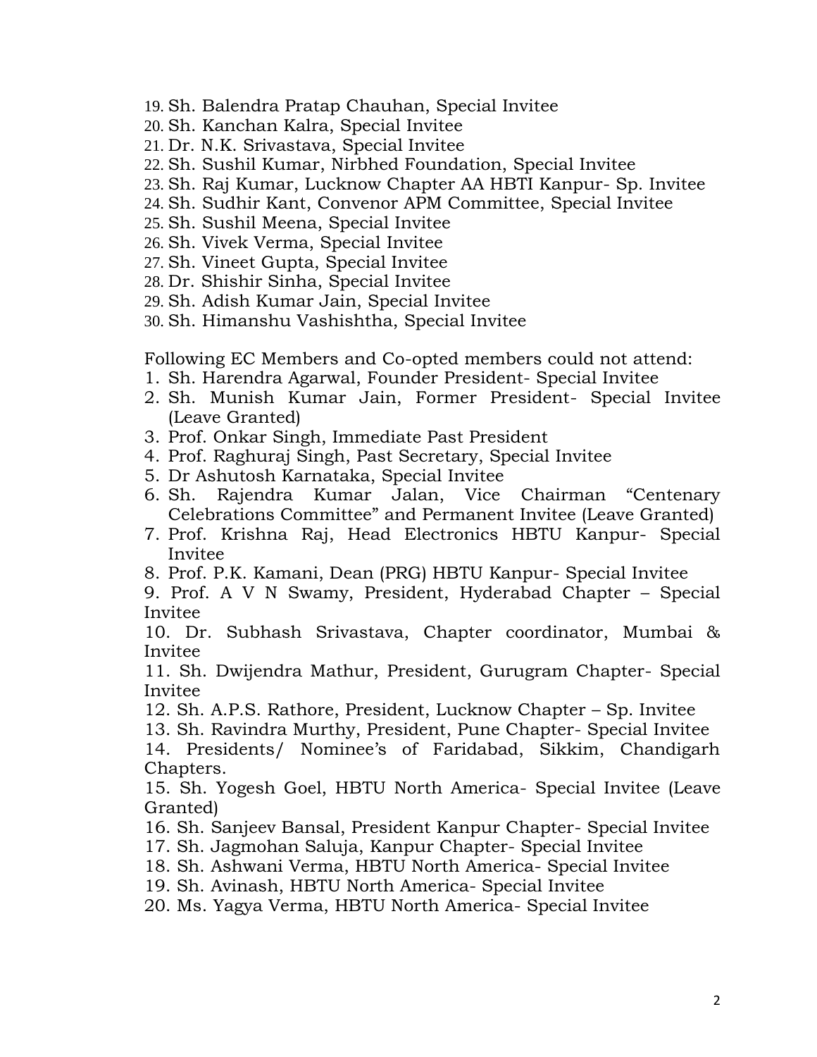19. Sh. Balendra Pratap Chauhan, Special Invitee
20. Sh. Kanchan Kalra, Special Invitee
21. Dr. N.K. Srivastava, Special Invitee
22. Sh. Sushil Kumar, Nirbhed Foundation, Special Invitee
23. Sh. Raj Kumar, Lucknow Chapter AA HBTI Kanpur- Sp. Invitee
24. Sh. Sudhir Kant, Convenor APM Committee, Special Invitee
25. Sh. Sushil Meena, Special Invitee
26. Sh. Vivek Verma, Special Invitee
27. Sh. Vineet Gupta, Special Invitee
28. Dr. Shishir Sinha, Special Invitee
29. Sh. Adish Kumar Jain, Special Invitee
30. Sh. Himanshu Vashishtha, Special Invitee

Following EC Members and Co-opted members could not attend:

1. Sh. Harendra Agarwal, Founder President- Special Invitee
2. Sh. Munish Kumar Jain, Former President- Special Invitee (Leave Granted)
3. Prof. Onkar Singh, Immediate Past President
4. Prof. Raghuraj Singh, Past Secretary, Special Invitee
5. Dr Ashutosh Karnataka, Special Invitee
6. Sh. Rajendra Kumar Jalan, Vice Chairman "Centenary Celebrations Committee" and Permanent Invitee (Leave Granted)
7. Prof. Krishna Raj, Head Electronics HBTU Kanpur- Special Invitee
8. Prof. P.K. Kamani, Dean (PRG) HBTU Kanpur- Special Invitee
9. Prof. A V N Swamy, President, Hyderabad Chapter – Special Invitee
10. Dr. Subhash Srivastava, Chapter coordinator, Mumbai & Invitee
11. Sh. Dwijendra Mathur, President, Gurugram Chapter- Special Invitee
12. Sh. A.P.S. Rathore, President, Lucknow Chapter – Sp. Invitee
13. Sh. Ravindra Murthy, President, Pune Chapter- Special Invitee
14. Presidents/ Nominee's of Faridabad, Sikkim, Chandigarh Chapters.
15. Sh. Yogesh Goel, HBTU North America- Special Invitee (Leave Granted)
16. Sh. Sanjeev Bansal, President Kanpur Chapter- Special Invitee
17. Sh. Jagmohan Saluja, Kanpur Chapter- Special Invitee
18. Sh. Ashwani Verma, HBTU North America- Special Invitee
19. Sh. Avinash, HBTU North America- Special Invitee
20. Ms. Yagya Verma, HBTU North America- Special Invitee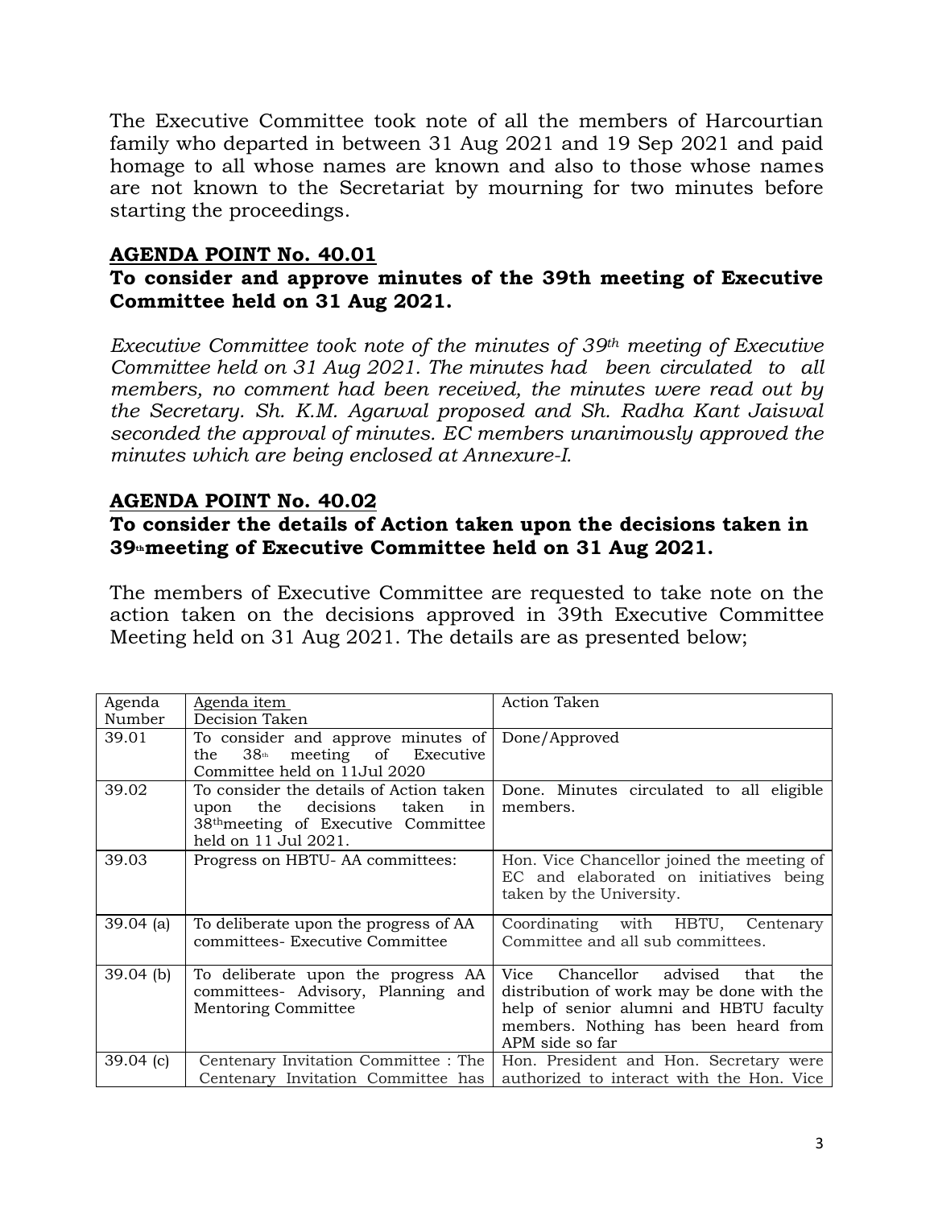The Executive Committee took note of all the members of Harcourtian family who departed in between 31 Aug 2021 and 19 Sep 2021 and paid homage to all whose names are known and also to those whose names are not known to the Secretariat by mourning for two minutes before starting the proceedings.

## AGENDA POINT No. 40.01

**To consider and approve minutes of the 39th meeting of Executive Committee held on 31 Aug 2021.**

*Executive Committee took note of the minutes of 39th meeting of Executive Committee held on 31 Aug 2021. The minutes had been circulated to all members, no comment had been received, the minutes were read out by the Secretary. Sh. K.M. Agarwal proposed and Sh. Radha Kant Jaiswal seconded the approval of minutes. EC members unanimously approved the minutes which are being enclosed at Annexure-I.*

## AGENDA POINT No. 40.02

**To consider the details of Action taken upon the decisions taken in 39th meeting of Executive Committee held on 31 Aug 2021.**

The members of Executive Committee are requested to take note on the action taken on the decisions approved in 39th Executive Committee Meeting held on 31 Aug 2021. The details are as presented below;

| Agenda Number | Agenda item<br>Decision Taken | Action Taken |
|---|---|---|
| 39.01 | To consider and approve minutes of the 38th meeting of Executive Committee held on 11Jul 2020 | Done/Approved |
| 39.02 | To consider the details of Action taken upon the decisions taken in 38th meeting of Executive Committee held on 11 Jul 2021. | Done. Minutes circulated to all eligible members. |
| 39.03 | Progress on HBTU- AA committees: | Hon. Vice Chancellor joined the meeting of EC and elaborated on initiatives being taken by the University. |
| 39.04 (a) | To deliberate upon the progress of AA committees- Executive Committee | Coordinating with HBTU, Centenary Committee and all sub committees. |
| 39.04 (b) | To deliberate upon the progress AA committees- Advisory, Planning and Mentoring Committee | Vice Chancellor advised that the distribution of work may be done with the help of senior alumni and HBTU faculty members. Nothing has been heard from APM side so far |
| 39.04 (c) | Centenary Invitation Committee : The Centenary Invitation Committee has | Hon. President and Hon. Secretary were authorized to interact with the Hon. Vice |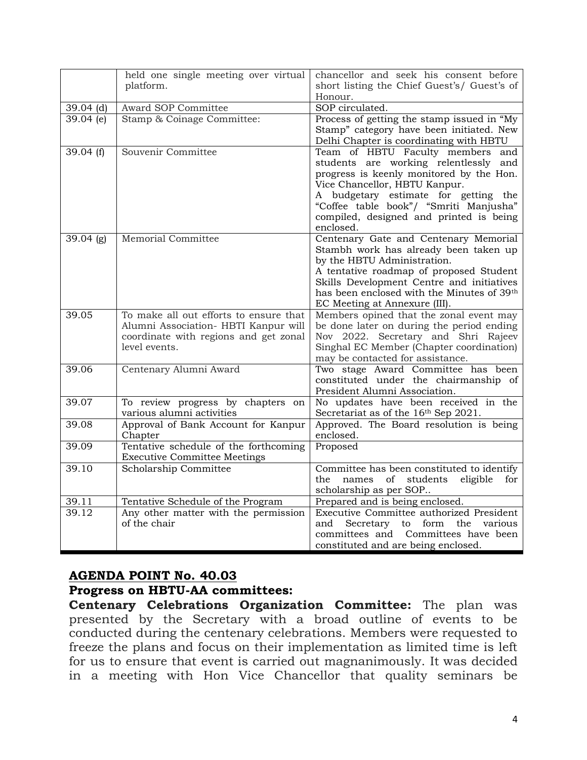| | | |
|---|---|---|
| | held one single meeting over virtual platform. | chancellor and seek his consent before short listing the Chief Guest's/ Guest's of Honour. |
| 39.04 (d) | Award SOP Committee | SOP circulated. |
| 39.04 (e) | Stamp & Coinage Committee: | Process of getting the stamp issued in "My Stamp" category have been initiated. New Delhi Chapter is coordinating with HBTU |
| 39.04 (f) | Souvenir Committee | Team of HBTU Faculty members and students are working relentlessly and progress is keenly monitored by the Hon. Vice Chancellor, HBTU Kanpur.<br>A budgetary estimate for getting the "Coffee table book"/ "Smriti Manjusha" compiled, designed and printed is being enclosed. |
| 39.04 (g) | Memorial Committee | Centenary Gate and Centenary Memorial Stambh work has already been taken up by the HBTU Administration.<br>A tentative roadmap of proposed Student Skills Development Centre and initiatives has been enclosed with the Minutes of 39th EC Meeting at Annexure (III). |
| 39.05 | To make all out efforts to ensure that Alumni Association- HBTI Kanpur will coordinate with regions and get zonal level events. | Members opined that the zonal event may be done later on during the period ending Nov 2022. Secretary and Shri Rajeev Singhal EC Member (Chapter coordination) may be contacted for assistance. |
| 39.06 | Centenary Alumni Award | Two stage Award Committee has been constituted under the chairmanship of President Alumni Association. |
| 39.07 | To review progress by chapters on various alumni activities | No updates have been received in the Secretariat as of the 16th Sep 2021. |
| 39.08 | Approval of Bank Account for Kanpur Chapter | Approved. The Board resolution is being enclosed. |
| 39.09 | Tentative schedule of the forthcoming Executive Committee Meetings | Proposed |
| 39.10 | Scholarship Committee | Committee has been constituted to identify the names of students eligible for scholarship as per SOP.. |
| 39.11 | Tentative Schedule of the Program | Prepared and is being enclosed. |
| 39.12 | Any other matter with the permission of the chair | Executive Committee authorized President and Secretary to form the various committees and Committees have been constituted and are being enclosed. |

## AGENDA POINT No. 40.03

**Progress on HBTU-AA committees:**

**Centenary Celebrations Organization Committee:** The plan was presented by the Secretary with a broad outline of events to be conducted during the centenary celebrations. Members were requested to freeze the plans and focus on their implementation as limited time is left for us to ensure that event is carried out magnanimously. It was decided in a meeting with Hon Vice Chancellor that quality seminars be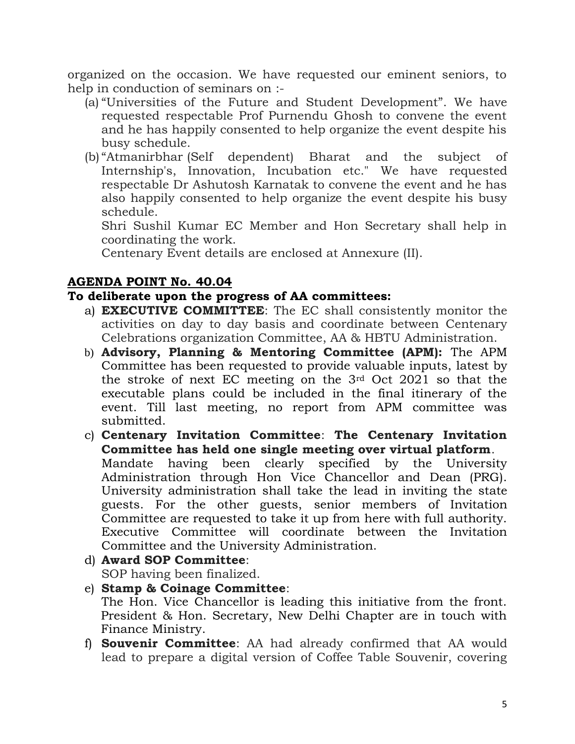organized on the occasion. We have requested our eminent seniors, to help in conduction of seminars on :-

(a) "Universities of the Future and Student Development". We have requested respectable Prof Purnendu Ghosh to convene the event and he has happily consented to help organize the event despite his busy schedule.

(b) "Atmanirbhar (Self dependent) Bharat and the subject of Internship's, Innovation, Incubation etc." We have requested respectable Dr Ashutosh Karnatak to convene the event and he has also happily consented to help organize the event despite his busy schedule.

Shri Sushil Kumar EC Member and Hon Secretary shall help in coordinating the work.

Centenary Event details are enclosed at Annexure (II).

## AGENDA POINT No. 40.04

**To deliberate upon the progress of AA committees:**

a) **EXECUTIVE COMMITTEE**: The EC shall consistently monitor the activities on day to day basis and coordinate between Centenary Celebrations organization Committee, AA & HBTU Administration.

b) **Advisory, Planning & Mentoring Committee (APM):** The APM Committee has been requested to provide valuable inputs, latest by the stroke of next EC meeting on the 3rd Oct 2021 so that the executable plans could be included in the final itinerary of the event. Till last meeting, no report from APM committee was submitted.

c) **Centenary Invitation Committee**: **The Centenary Invitation Committee has held one single meeting over virtual platform**. Mandate having been clearly specified by the University Administration through Hon Vice Chancellor and Dean (PRG). University administration shall take the lead in inviting the state guests. For the other guests, senior members of Invitation Committee are requested to take it up from here with full authority. Executive Committee will coordinate between the Invitation Committee and the University Administration.

d) **Award SOP Committee**:
SOP having been finalized.

e) **Stamp & Coinage Committee**:
The Hon. Vice Chancellor is leading this initiative from the front. President & Hon. Secretary, New Delhi Chapter are in touch with Finance Ministry.

f) **Souvenir Committee**: AA had already confirmed that AA would lead to prepare a digital version of Coffee Table Souvenir, covering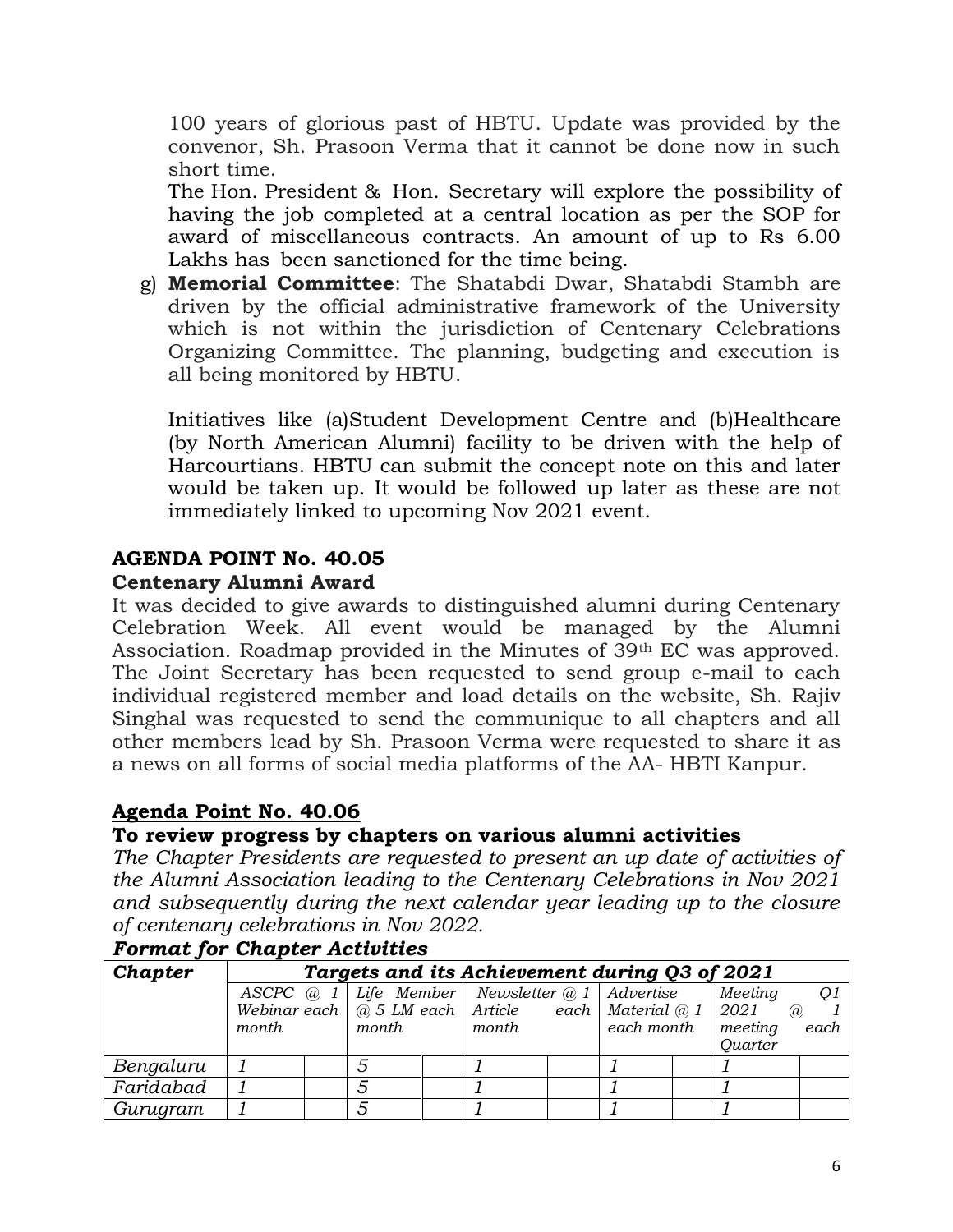100 years of glorious past of HBTU. Update was provided by the convenor, Sh. Prasoon Verma that it cannot be done now in such short time.

The Hon. President & Hon. Secretary will explore the possibility of having the job completed at a central location as per the SOP for award of miscellaneous contracts. An amount of up to Rs 6.00 Lakhs has been sanctioned for the time being.

g) **Memorial Committee**: The Shatabdi Dwar, Shatabdi Stambh are driven by the official administrative framework of the University which is not within the jurisdiction of Centenary Celebrations Organizing Committee. The planning, budgeting and execution is all being monitored by HBTU.

Initiatives like (a)Student Development Centre and (b)Healthcare (by North American Alumni) facility to be driven with the help of Harcourtians. HBTU can submit the concept note on this and later would be taken up. It would be followed up later as these are not immediately linked to upcoming Nov 2021 event.

## AGENDA POINT No. 40.05

### Centenary Alumni Award

It was decided to give awards to distinguished alumni during Centenary Celebration Week. All event would be managed by the Alumni Association. Roadmap provided in the Minutes of 39th EC was approved. The Joint Secretary has been requested to send group e-mail to each individual registered member and load details on the website, Sh. Rajiv Singhal was requested to send the communique to all chapters and all other members lead by Sh. Prasoon Verma were requested to share it as a news on all forms of social media platforms of the AA- HBTI Kanpur.

## Agenda Point No. 40.06

### To review progress by chapters on various alumni activities

*The Chapter Presidents are requested to present an up date of activities of the Alumni Association leading to the Centenary Celebrations in Nov 2021 and subsequently during the next calendar year leading up to the closure of centenary celebrations in Nov 2022.*

***Format for Chapter Activities***

| *Chapter* | *Targets and its Achievement during Q3 of 2021* | | | | | | | | | |
|---|---|---|---|---|---|---|---|---|---|---|
| | *ASCPC @ 1 Webinar each month* | | *Life Member @ 5 LM each month* | | *Newsletter @ 1 Article each month* | | *Advertise Material @ 1 each month* | | *Meeting Q1 2021 @ 1 meeting each Quarter* | |
| *Bengaluru* | *1* | | *5* | | *1* | | *1* | | *1* | |
| *Faridabad* | *1* | | *5* | | *1* | | *1* | | *1* | |
| *Gurugram* | *1* | | *5* | | *1* | | *1* | | *1* | |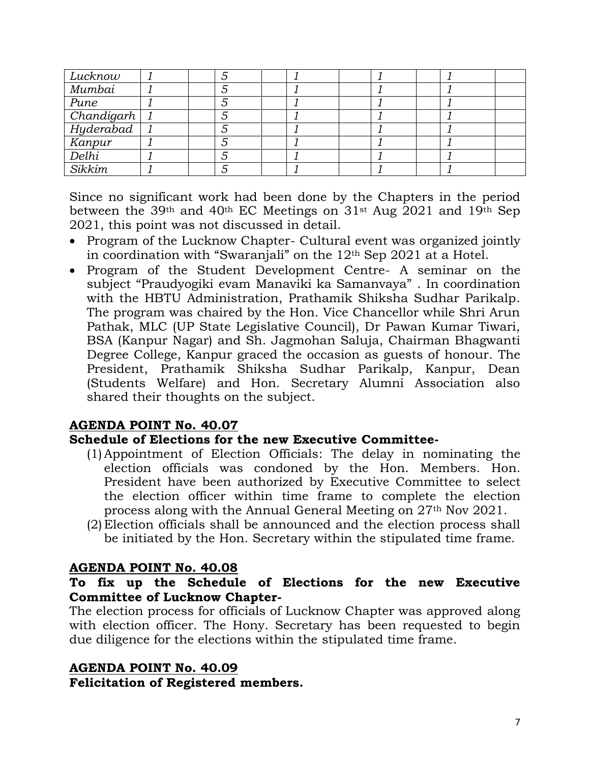| | | | | | | | | | |
|---|---|---|---|---|---|---|---|---|---|
| *Lucknow* | *1* | | *5* | | *1* | | *1* | | *1* | |
| *Mumbai* | *1* | | *5* | | *1* | | *1* | | *1* | |
| *Pune* | *1* | | *5* | | *1* | | *1* | | *1* | |
| *Chandigarh* | *1* | | *5* | | *1* | | *1* | | *1* | |
| *Hyderabad* | *1* | | *5* | | *1* | | *1* | | *1* | |
| *Kanpur* | *1* | | *5* | | *1* | | *1* | | *1* | |
| *Delhi* | *1* | | *5* | | *1* | | *1* | | *1* | |
| *Sikkim* | *1* | | *5* | | *1* | | *1* | | *1* | |

Since no significant work had been done by the Chapters in the period between the 39th and 40th EC Meetings on 31st Aug 2021 and 19th Sep 2021, this point was not discussed in detail.

- Program of the Lucknow Chapter- Cultural event was organized jointly in coordination with "Swaranjali" on the 12th Sep 2021 at a Hotel.
- Program of the Student Development Centre- A seminar on the subject "Praudyogiki evam Manaviki ka Samanvaya" . In coordination with the HBTU Administration, Prathamik Shiksha Sudhar Parikalp. The program was chaired by the Hon. Vice Chancellor while Shri Arun Pathak, MLC (UP State Legislative Council), Dr Pawan Kumar Tiwari, BSA (Kanpur Nagar) and Sh. Jagmohan Saluja, Chairman Bhagwanti Degree College, Kanpur graced the occasion as guests of honour. The President, Prathamik Shiksha Sudhar Parikalp, Kanpur, Dean (Students Welfare) and Hon. Secretary Alumni Association also shared their thoughts on the subject.

## AGENDA POINT No. 40.07

**Schedule of Elections for the new Executive Committee-**

(1) Appointment of Election Officials: The delay in nominating the election officials was condoned by the Hon. Members. Hon. President have been authorized by Executive Committee to select the election officer within time frame to complete the election process along with the Annual General Meeting on 27th Nov 2021.

(2) Election officials shall be announced and the election process shall be initiated by the Hon. Secretary within the stipulated time frame.

## AGENDA POINT No. 40.08

**To fix up the Schedule of Elections for the new Executive Committee of Lucknow Chapter-**

The election process for officials of Lucknow Chapter was approved along with election officer. The Hony. Secretary has been requested to begin due diligence for the elections within the stipulated time frame.

## AGENDA POINT No. 40.09

**Felicitation of Registered members.**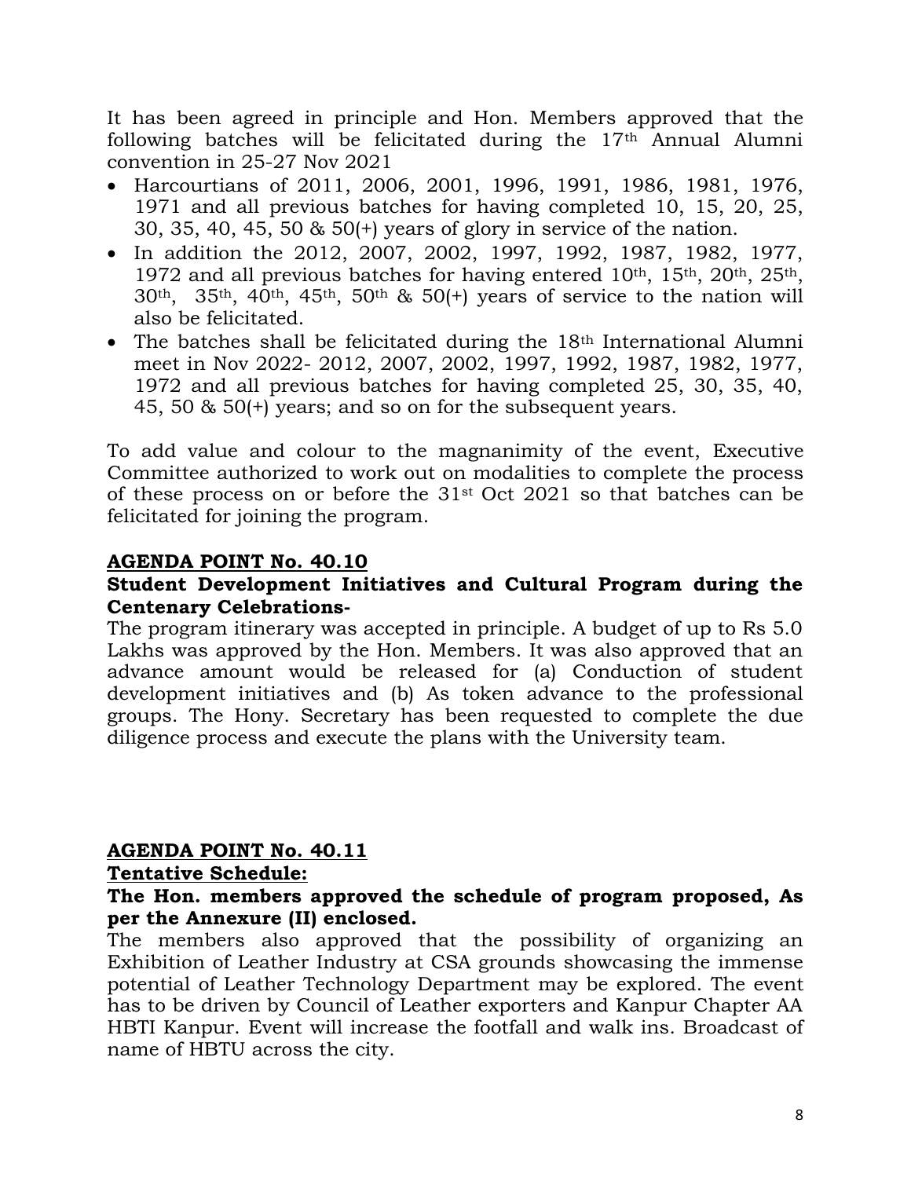It has been agreed in principle and Hon. Members approved that the following batches will be felicitated during the 17th Annual Alumni convention in 25-27 Nov 2021

- Harcourtians of 2011, 2006, 2001, 1996, 1991, 1986, 1981, 1976, 1971 and all previous batches for having completed 10, 15, 20, 25, 30, 35, 40, 45, 50 & 50(+) years of glory in service of the nation.
- In addition the 2012, 2007, 2002, 1997, 1992, 1987, 1982, 1977, 1972 and all previous batches for having entered 10th, 15th, 20th, 25th, 30th, 35th, 40th, 45th, 50th & 50(+) years of service to the nation will also be felicitated.
- The batches shall be felicitated during the 18th International Alumni meet in Nov 2022- 2012, 2007, 2002, 1997, 1992, 1987, 1982, 1977, 1972 and all previous batches for having completed 25, 30, 35, 40, 45, 50 & 50(+) years; and so on for the subsequent years.

To add value and colour to the magnanimity of the event, Executive Committee authorized to work out on modalities to complete the process of these process on or before the 31st Oct 2021 so that batches can be felicitated for joining the program.

**<u>AGENDA POINT No. 40.10</u>**

**Student Development Initiatives and Cultural Program during the Centenary Celebrations-**

The program itinerary was accepted in principle. A budget of up to Rs 5.0 Lakhs was approved by the Hon. Members. It was also approved that an advance amount would be released for (a) Conduction of student development initiatives and (b) As token advance to the professional groups. The Hony. Secretary has been requested to complete the due diligence process and execute the plans with the University team.

**<u>AGENDA POINT No. 40.11</u>**

**<u>Tentative Schedule:</u>**

**The Hon. members approved the schedule of program proposed, As per the Annexure (II) enclosed.**

The members also approved that the possibility of organizing an Exhibition of Leather Industry at CSA grounds showcasing the immense potential of Leather Technology Department may be explored. The event has to be driven by Council of Leather exporters and Kanpur Chapter AA HBTI Kanpur. Event will increase the footfall and walk ins. Broadcast of name of HBTU across the city.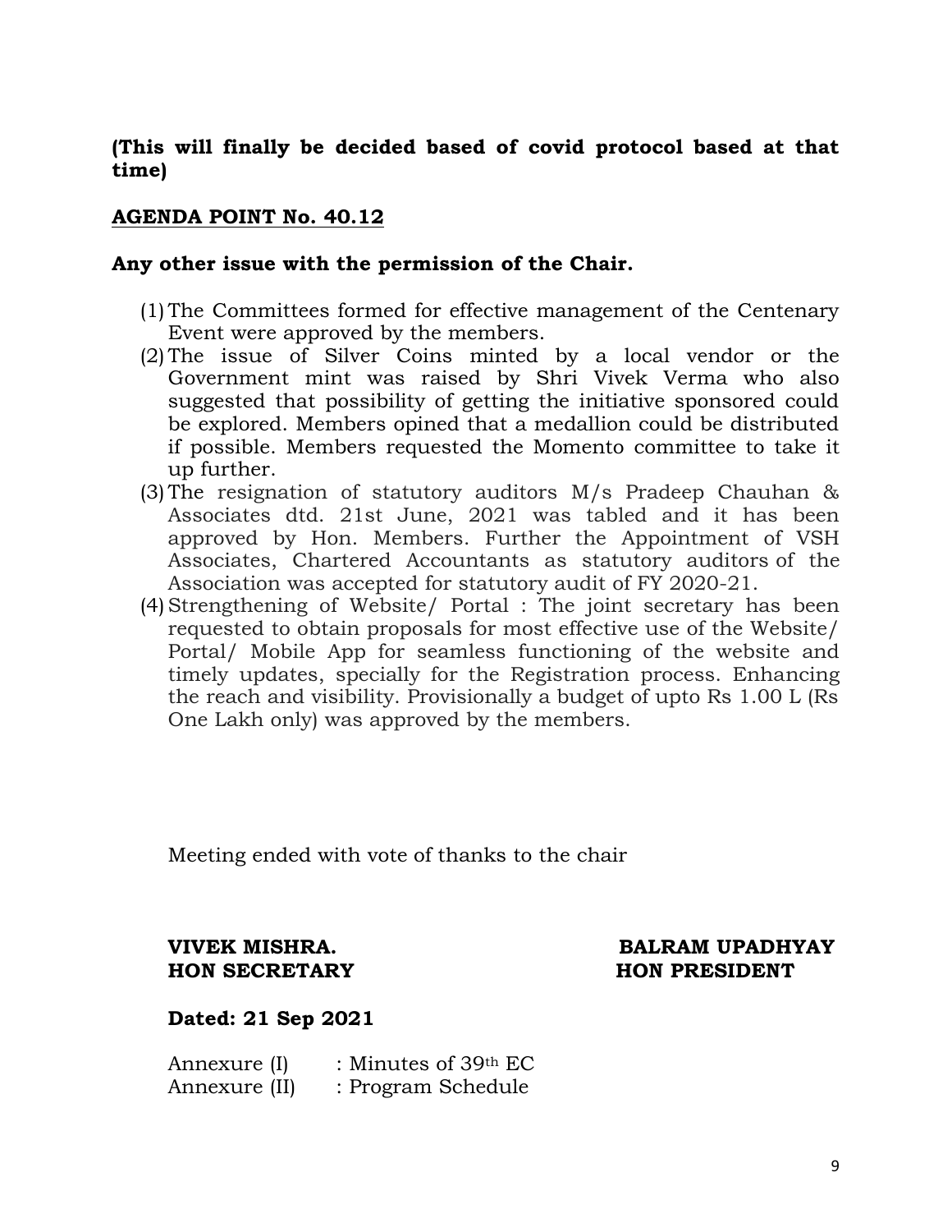**(This will finally be decided based of covid protocol based at that time)**

**<u>AGENDA POINT No. 40.12</u>**

**Any other issue with the permission of the Chair.**

(1) The Committees formed for effective management of the Centenary Event were approved by the members.

(2) The issue of Silver Coins minted by a local vendor or the Government mint was raised by Shri Vivek Verma who also suggested that possibility of getting the initiative sponsored could be explored. Members opined that a medallion could be distributed if possible. Members requested the Momento committee to take it up further.

(3) The resignation of statutory auditors M/s Pradeep Chauhan & Associates dtd. 21st June, 2021 was tabled and it has been approved by Hon. Members. Further the Appointment of VSH Associates, Chartered Accountants as statutory auditors of the Association was accepted for statutory audit of FY 2020-21.

(4) Strengthening of Website/ Portal : The joint secretary has been requested to obtain proposals for most effective use of the Website/ Portal/ Mobile App for seamless functioning of the website and timely updates, specially for the Registration process. Enhancing the reach and visibility. Provisionally a budget of upto Rs 1.00 L (Rs One Lakh only) was approved by the members.

Meeting ended with vote of thanks to the chair

**VIVEK MISHRA.**
**HON SECRETARY**

**BALRAM UPADHYAY**
**HON PRESIDENT**

**Dated: 21 Sep 2021**

Annexure (I) : Minutes of 39th EC
Annexure (II) : Program Schedule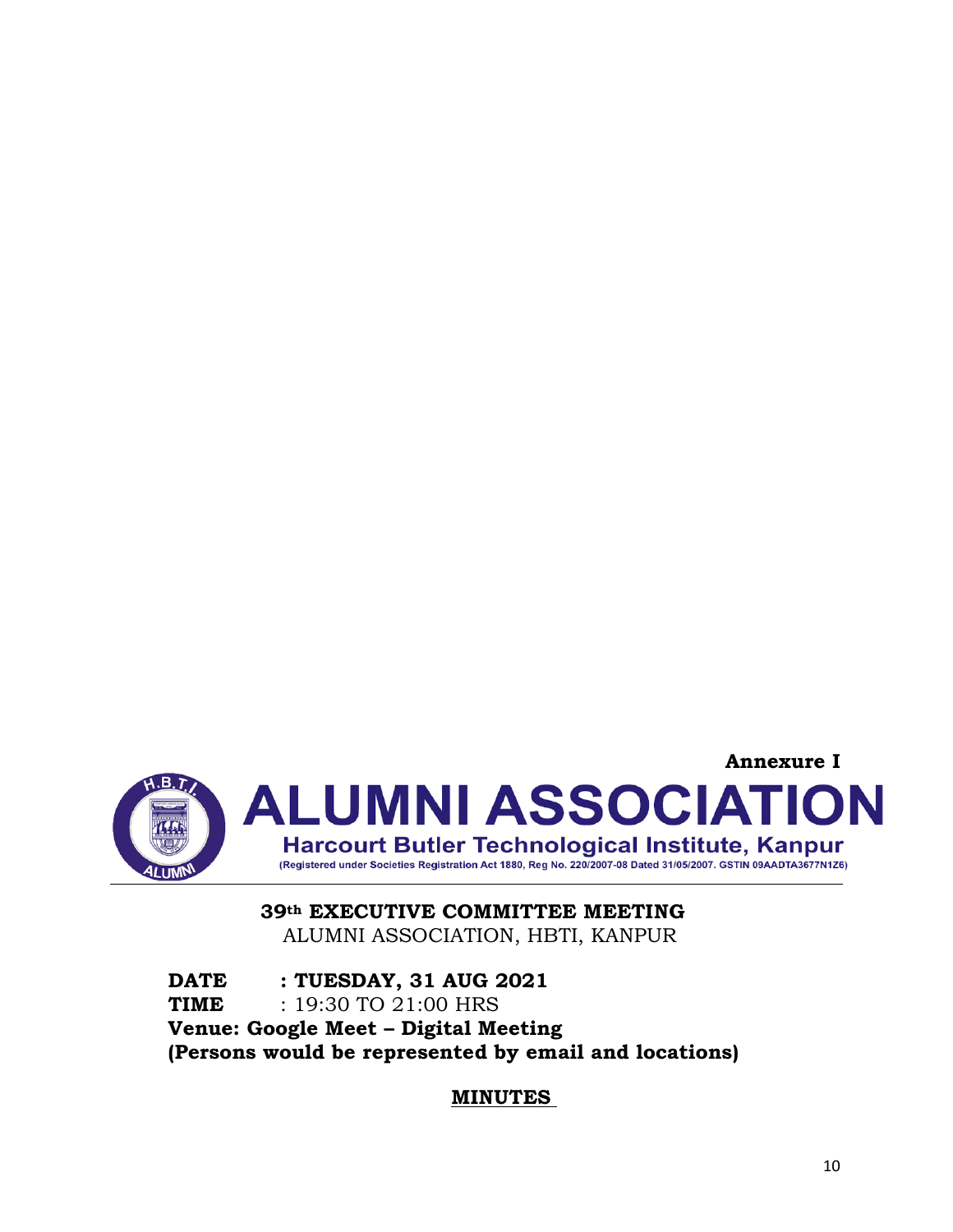**Annexure I**

# ALUMNI ASSOCIATION

**Harcourt Butler Technological Institute, Kanpur**

**(Registered under Societies Registration Act 1880, Reg No. 220/2007-08 Dated 31/05/2007. GSTIN 09AADTA3677N1Z6)**

---

**39th EXECUTIVE COMMITTEE MEETING**

ALUMNI ASSOCIATION, HBTI, KANPUR

**DATE : TUESDAY, 31 AUG 2021**

**TIME** : 19:30 TO 21:00 HRS

**Venue: Google Meet – Digital Meeting**

**(Persons would be represented by email and locations)**

**MINUTES**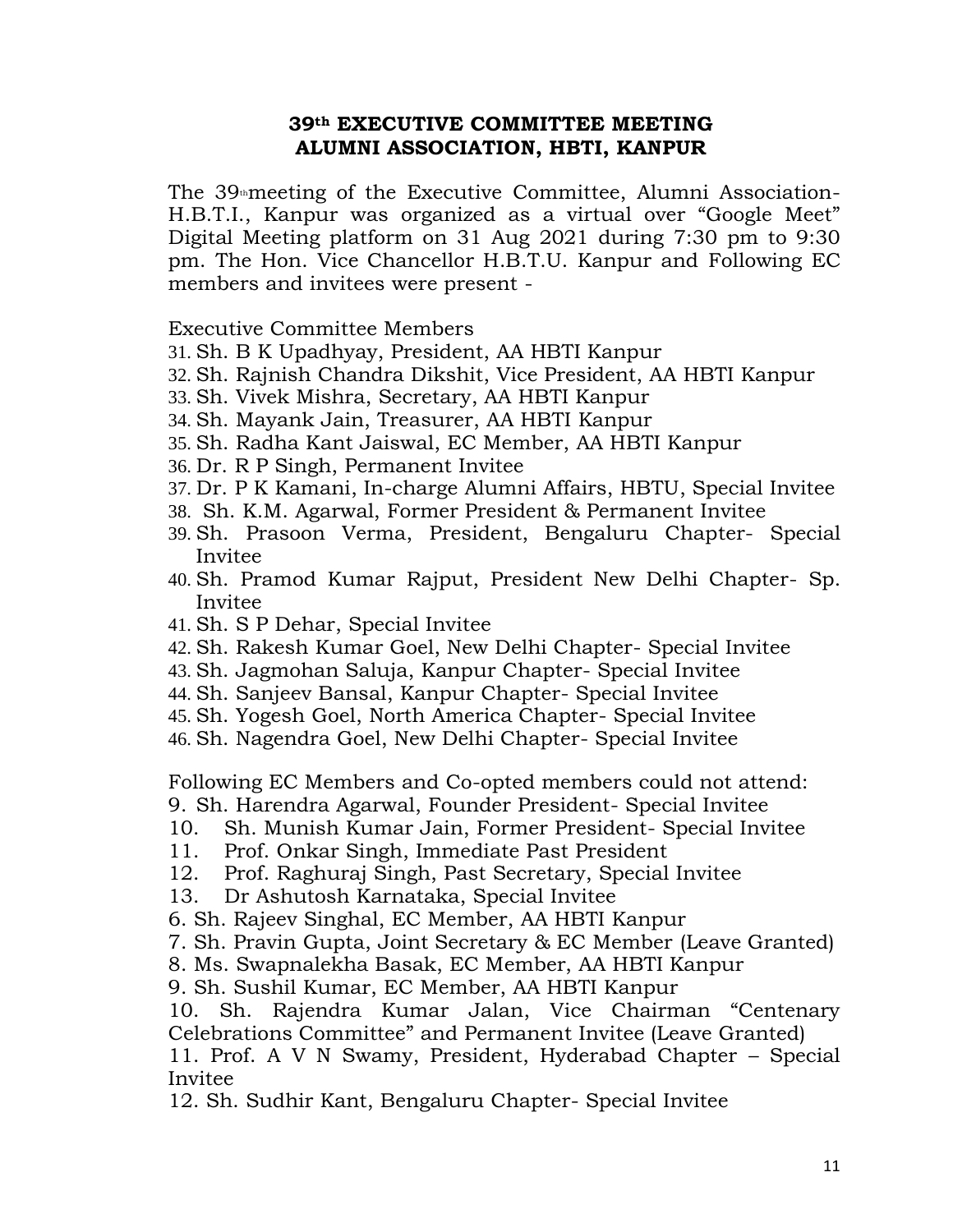**39th EXECUTIVE COMMITTEE MEETING**
**ALUMNI ASSOCIATION, HBTI, KANPUR**

The 39th meeting of the Executive Committee, Alumni Association-H.B.T.I., Kanpur was organized as a virtual over "Google Meet" Digital Meeting platform on 31 Aug 2021 during 7:30 pm to 9:30 pm. The Hon. Vice Chancellor H.B.T.U. Kanpur and Following EC members and invitees were present -

Executive Committee Members

31. Sh. B K Upadhyay, President, AA HBTI Kanpur
32. Sh. Rajnish Chandra Dikshit, Vice President, AA HBTI Kanpur
33. Sh. Vivek Mishra, Secretary, AA HBTI Kanpur
34. Sh. Mayank Jain, Treasurer, AA HBTI Kanpur
35. Sh. Radha Kant Jaiswal, EC Member, AA HBTI Kanpur
36. Dr. R P Singh, Permanent Invitee
37. Dr. P K Kamani, In-charge Alumni Affairs, HBTU, Special Invitee
38. Sh. K.M. Agarwal, Former President & Permanent Invitee
39. Sh. Prasoon Verma, President, Bengaluru Chapter- Special Invitee
40. Sh. Pramod Kumar Rajput, President New Delhi Chapter- Sp. Invitee
41. Sh. S P Dehar, Special Invitee
42. Sh. Rakesh Kumar Goel, New Delhi Chapter- Special Invitee
43. Sh. Jagmohan Saluja, Kanpur Chapter- Special Invitee
44. Sh. Sanjeev Bansal, Kanpur Chapter- Special Invitee
45. Sh. Yogesh Goel, North America Chapter- Special Invitee
46. Sh. Nagendra Goel, New Delhi Chapter- Special Invitee

Following EC Members and Co-opted members could not attend:

9. Sh. Harendra Agarwal, Founder President- Special Invitee
10. Sh. Munish Kumar Jain, Former President- Special Invitee
11. Prof. Onkar Singh, Immediate Past President
12. Prof. Raghuraj Singh, Past Secretary, Special Invitee
13. Dr Ashutosh Karnataka, Special Invitee

6. Sh. Rajeev Singhal, EC Member, AA HBTI Kanpur
7. Sh. Pravin Gupta, Joint Secretary & EC Member (Leave Granted)
8. Ms. Swapnalekha Basak, EC Member, AA HBTI Kanpur
9. Sh. Sushil Kumar, EC Member, AA HBTI Kanpur
10. Sh. Rajendra Kumar Jalan, Vice Chairman "Centenary Celebrations Committee" and Permanent Invitee (Leave Granted)
11. Prof. A V N Swamy, President, Hyderabad Chapter – Special Invitee
12. Sh. Sudhir Kant, Bengaluru Chapter- Special Invitee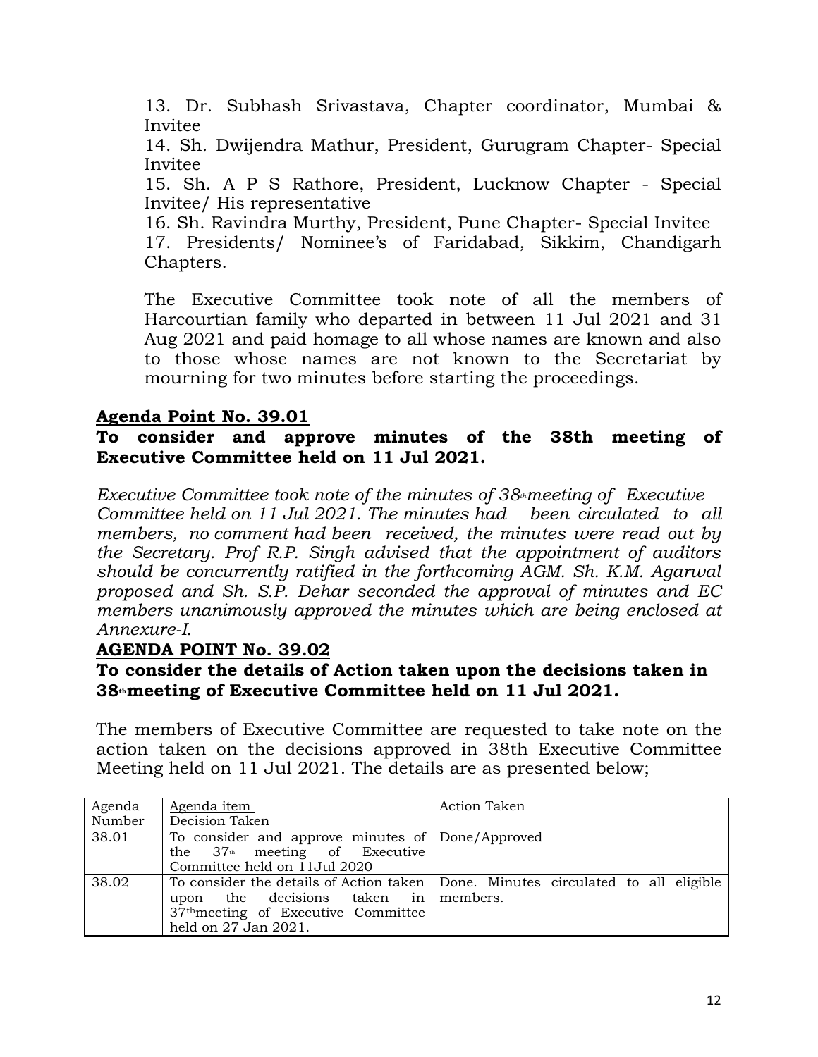13. Dr. Subhash Srivastava, Chapter coordinator, Mumbai & Invitee
14. Sh. Dwijendra Mathur, President, Gurugram Chapter- Special Invitee
15. Sh. A P S Rathore, President, Lucknow Chapter - Special Invitee/ His representative
16. Sh. Ravindra Murthy, President, Pune Chapter- Special Invitee
17. Presidents/ Nominee's of Faridabad, Sikkim, Chandigarh Chapters.

The Executive Committee took note of all the members of Harcourtian family who departed in between 11 Jul 2021 and 31 Aug 2021 and paid homage to all whose names are known and also to those whose names are not known to the Secretariat by mourning for two minutes before starting the proceedings.

## Agenda Point No. 39.01

**To consider and approve minutes of the 38th meeting of Executive Committee held on 11 Jul 2021.**

*Executive Committee took note of the minutes of 38th meeting of Executive Committee held on 11 Jul 2021. The minutes had been circulated to all members, no comment had been received, the minutes were read out by the Secretary. Prof R.P. Singh advised that the appointment of auditors should be concurrently ratified in the forthcoming AGM. Sh. K.M. Agarwal proposed and Sh. S.P. Dehar seconded the approval of minutes and EC members unanimously approved the minutes which are being enclosed at Annexure-I.*

## AGENDA POINT No. 39.02

**To consider the details of Action taken upon the decisions taken in 38th meeting of Executive Committee held on 11 Jul 2021.**

The members of Executive Committee are requested to take note on the action taken on the decisions approved in 38th Executive Committee Meeting held on 11 Jul 2021. The details are as presented below;

| Agenda Number | Agenda item<br>Decision Taken | Action Taken |
|---|---|---|
| 38.01 | To consider and approve minutes of the 37th meeting of Executive Committee held on 11Jul 2020 | Done/Approved |
| 38.02 | To consider the details of Action taken upon the decisions taken in 37th meeting of Executive Committee held on 27 Jan 2021. | Done. Minutes circulated to all eligible members. |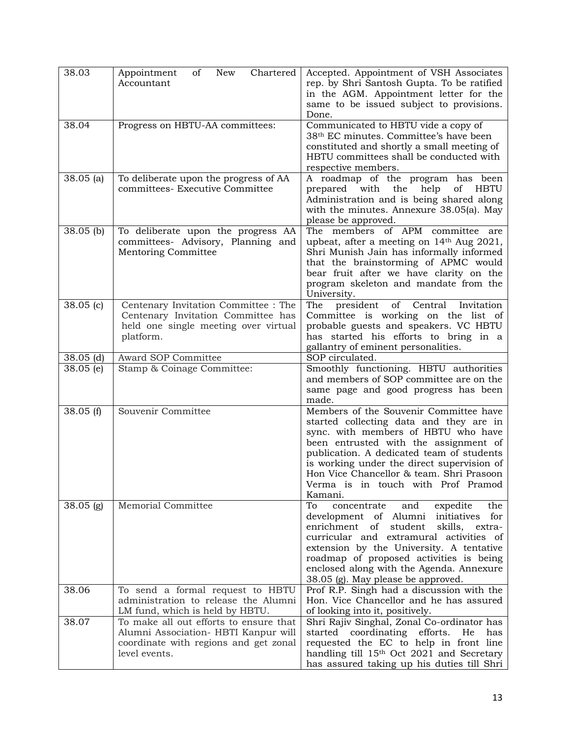| 38.03 | Appointment of New Chartered Accountant | Accepted. Appointment of VSH Associates rep. by Shri Santosh Gupta. To be ratified in the AGM. Appointment letter for the same to be issued subject to provisions. Done. |
|---|---|---|
| 38.04 | Progress on HBTU-AA committees: | Communicated to HBTU vide a copy of 38th EC minutes. Committee's have been constituted and shortly a small meeting of HBTU committees shall be conducted with respective members. |
| 38.05 (a) | To deliberate upon the progress of AA committees- Executive Committee | A roadmap of the program has been prepared with the help of HBTU Administration and is being shared along with the minutes. Annexure 38.05(a). May please be approved. |
| 38.05 (b) | To deliberate upon the progress AA committees- Advisory, Planning and Mentoring Committee | The members of APM committee are upbeat, after a meeting on 14th Aug 2021, Shri Munish Jain has informally informed that the brainstorming of APMC would bear fruit after we have clarity on the program skeleton and mandate from the University. |
| 38.05 (c) | Centenary Invitation Committee : The Centenary Invitation Committee has held one single meeting over virtual platform. | The president of Central Invitation Committee is working on the list of probable guests and speakers. VC HBTU has started his efforts to bring in a gallantry of eminent personalities. |
| 38.05 (d) | Award SOP Committee | SOP circulated. |
| 38.05 (e) | Stamp & Coinage Committee: | Smoothly functioning. HBTU authorities and members of SOP committee are on the same page and good progress has been made. |
| 38.05 (f) | Souvenir Committee | Members of the Souvenir Committee have started collecting data and they are in sync. with members of HBTU who have been entrusted with the assignment of publication. A dedicated team of students is working under the direct supervision of Hon Vice Chancellor & team. Shri Prasoon Verma is in touch with Prof Pramod Kamani. |
| 38.05 (g) | Memorial Committee | To concentrate and expedite the development of Alumni initiatives for enrichment of student skills, extra-curricular and extramural activities of extension by the University. A tentative roadmap of proposed activities is being enclosed along with the Agenda. Annexure 38.05 (g). May please be approved. |
| 38.06 | To send a formal request to HBTU administration to release the Alumni LM fund, which is held by HBTU. | Prof R.P. Singh had a discussion with the Hon. Vice Chancellor and he has assured of looking into it, positively. |
| 38.07 | To make all out efforts to ensure that Alumni Association- HBTI Kanpur will coordinate with regions and get zonal level events. | Shri Rajiv Singhal, Zonal Co-ordinator has started coordinating efforts. He has requested the EC to help in front line handling till 15th Oct 2021 and Secretary has assured taking up his duties till Shri |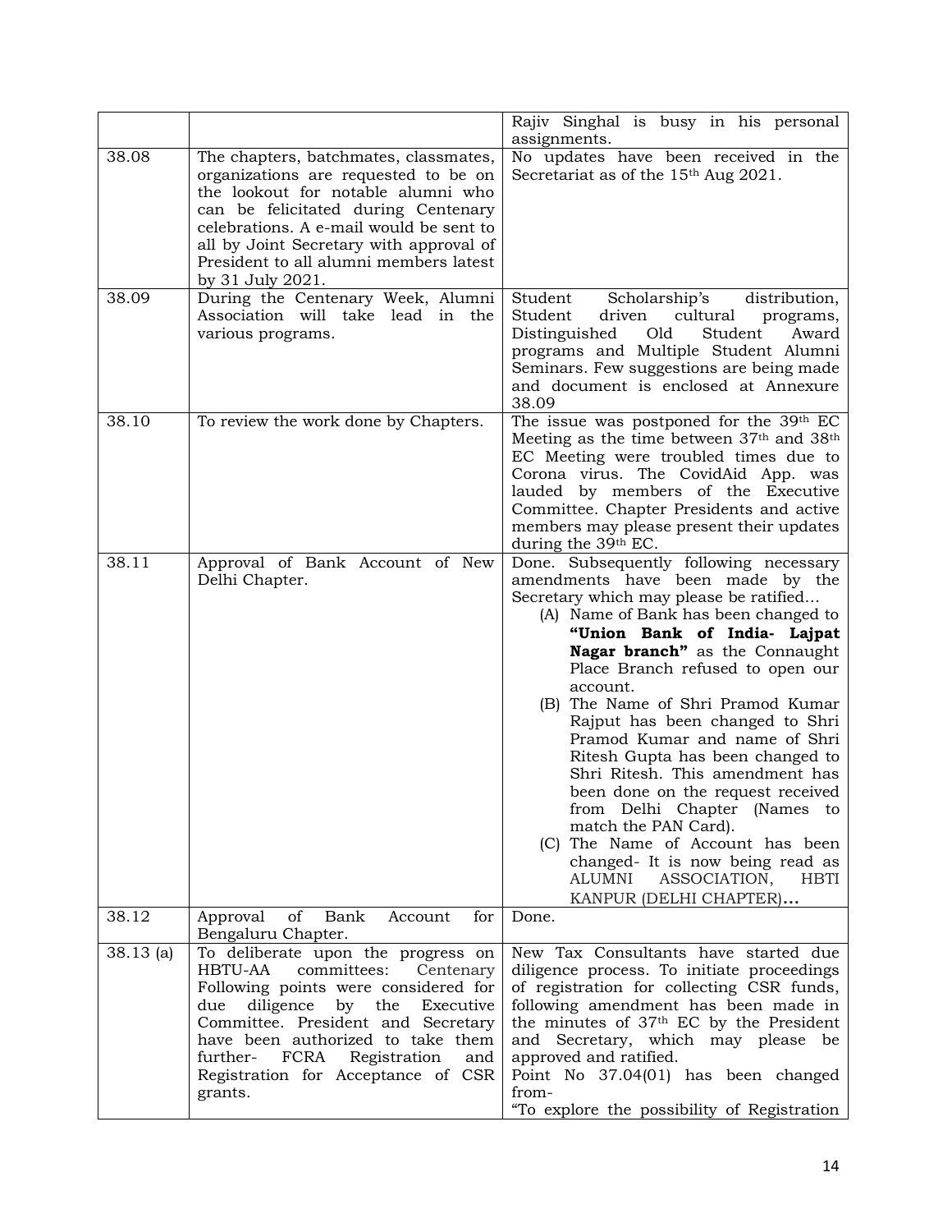| | | |
|---|---|---|
| | | Rajiv Singhal is busy in his personal assignments. |
| 38.08 | The chapters, batchmates, classmates, organizations are requested to be on the lookout for notable alumni who can be felicitated during Centenary celebrations. A e-mail would be sent to all by Joint Secretary with approval of President to all alumni members latest by 31 July 2021. | No updates have been received in the Secretariat as of the 15th Aug 2021. |
| 38.09 | During the Centenary Week, Alumni Association will take lead in the various programs. | Student Scholarship's distribution, Student driven cultural programs, Distinguished Old Student Award programs and Multiple Student Alumni Seminars. Few suggestions are being made and document is enclosed at Annexure 38.09 |
| 38.10 | To review the work done by Chapters. | The issue was postponed for the 39th EC Meeting as the time between 37th and 38th EC Meeting were troubled times due to Corona virus. The CovidAid App. was lauded by members of the Executive Committee. Chapter Presidents and active members may please present their updates during the 39th EC. |
| 38.11 | Approval of Bank Account of New Delhi Chapter. | Done. Subsequently following necessary amendments have been made by the Secretary which may please be ratified…<br>(A) Name of Bank has been changed to **"Union Bank of India- Lajpat Nagar branch"** as the Connaught Place Branch refused to open our account.<br>(B) The Name of Shri Pramod Kumar Rajput has been changed to Shri Pramod Kumar and name of Shri Ritesh Gupta has been changed to Shri Ritesh. This amendment has been done on the request received from Delhi Chapter (Names to match the PAN Card).<br>(C) The Name of Account has been changed- It is now being read as ALUMNI ASSOCIATION, HBTI KANPUR (DELHI CHAPTER)**…** |
| 38.12 | Approval of Bank Account for Bengaluru Chapter. | Done. |
| 38.13 (a) | To deliberate upon the progress on HBTU-AA committees: Centenary Following points were considered for due diligence by the Executive Committee. President and Secretary have been authorized to take them further- FCRA Registration and Registration for Acceptance of CSR grants. | New Tax Consultants have started due diligence process. To initiate proceedings of registration for collecting CSR funds, following amendment has been made in the minutes of 37th EC by the President and Secretary, which may please be approved and ratified.<br>Point No 37.04(01) has been changed from-<br>"To explore the possibility of Registration |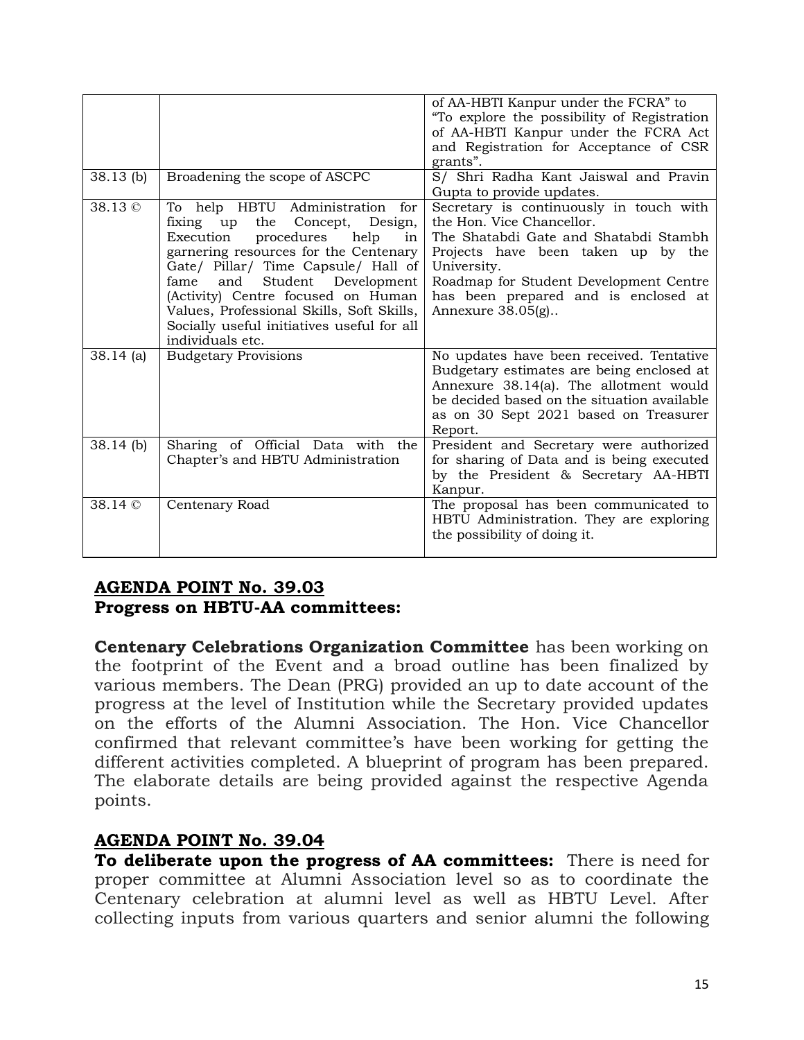| | | |
|---|---|---|
| | | of AA-HBTI Kanpur under the FCRA" to "To explore the possibility of Registration of AA-HBTI Kanpur under the FCRA Act and Registration for Acceptance of CSR grants". |
| 38.13 (b) | Broadening the scope of ASCPC | S/ Shri Radha Kant Jaiswal and Pravin Gupta to provide updates. |
| 38.13 © | To help HBTU Administration for fixing up the Concept, Design, Execution procedures help in garnering resources for the Centenary Gate/ Pillar/ Time Capsule/ Hall of fame and Student Development (Activity) Centre focused on Human Values, Professional Skills, Soft Skills, Socially useful initiatives useful for all individuals etc. | Secretary is continuously in touch with the Hon. Vice Chancellor.<br>The Shatabdi Gate and Shatabdi Stambh Projects have been taken up by the University.<br>Roadmap for Student Development Centre has been prepared and is enclosed at Annexure 38.05(g).. |
| 38.14 (a) | Budgetary Provisions | No updates have been received. Tentative Budgetary estimates are being enclosed at Annexure 38.14(a). The allotment would be decided based on the situation available as on 30 Sept 2021 based on Treasurer Report. |
| 38.14 (b) | Sharing of Official Data with the Chapter's and HBTU Administration | President and Secretary were authorized for sharing of Data and is being executed by the President & Secretary AA-HBTI Kanpur. |
| 38.14 © | Centenary Road | The proposal has been communicated to HBTU Administration. They are exploring the possibility of doing it. |

## AGENDA POINT No. 39.03

**Progress on HBTU-AA committees:**

**Centenary Celebrations Organization Committee** has been working on the footprint of the Event and a broad outline has been finalized by various members. The Dean (PRG) provided an up to date account of the progress at the level of Institution while the Secretary provided updates on the efforts of the Alumni Association. The Hon. Vice Chancellor confirmed that relevant committee's have been working for getting the different activities completed. A blueprint of program has been prepared. The elaborate details are being provided against the respective Agenda points.

## AGENDA POINT No. 39.04

**To deliberate upon the progress of AA committees:** There is need for proper committee at Alumni Association level so as to coordinate the Centenary celebration at alumni level as well as HBTU Level. After collecting inputs from various quarters and senior alumni the following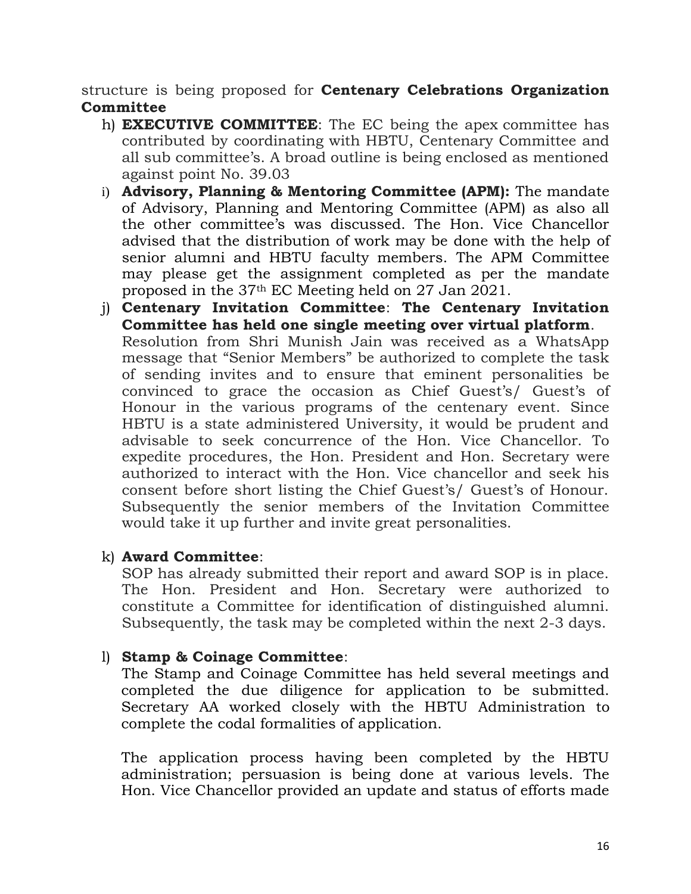structure is being proposed for **Centenary Celebrations Organization Committee**

h) **EXECUTIVE COMMITTEE**: The EC being the apex committee has contributed by coordinating with HBTU, Centenary Committee and all sub committee's. A broad outline is being enclosed as mentioned against point No. 39.03

i) **Advisory, Planning & Mentoring Committee (APM):** The mandate of Advisory, Planning and Mentoring Committee (APM) as also all the other committee's was discussed. The Hon. Vice Chancellor advised that the distribution of work may be done with the help of senior alumni and HBTU faculty members. The APM Committee may please get the assignment completed as per the mandate proposed in the 37th EC Meeting held on 27 Jan 2021.

j) **Centenary Invitation Committee**: **The Centenary Invitation Committee has held one single meeting over virtual platform**. Resolution from Shri Munish Jain was received as a WhatsApp message that "Senior Members" be authorized to complete the task of sending invites and to ensure that eminent personalities be convinced to grace the occasion as Chief Guest's/ Guest's of Honour in the various programs of the centenary event. Since HBTU is a state administered University, it would be prudent and advisable to seek concurrence of the Hon. Vice Chancellor. To expedite procedures, the Hon. President and Hon. Secretary were authorized to interact with the Hon. Vice chancellor and seek his consent before short listing the Chief Guest's/ Guest's of Honour. Subsequently the senior members of the Invitation Committee would take it up further and invite great personalities.

k) **Award Committee**:
SOP has already submitted their report and award SOP is in place. The Hon. President and Hon. Secretary were authorized to constitute a Committee for identification of distinguished alumni. Subsequently, the task may be completed within the next 2-3 days.

l) **Stamp & Coinage Committee**:
The Stamp and Coinage Committee has held several meetings and completed the due diligence for application to be submitted. Secretary AA worked closely with the HBTU Administration to complete the codal formalities of application.

The application process having been completed by the HBTU administration; persuasion is being done at various levels. The Hon. Vice Chancellor provided an update and status of efforts made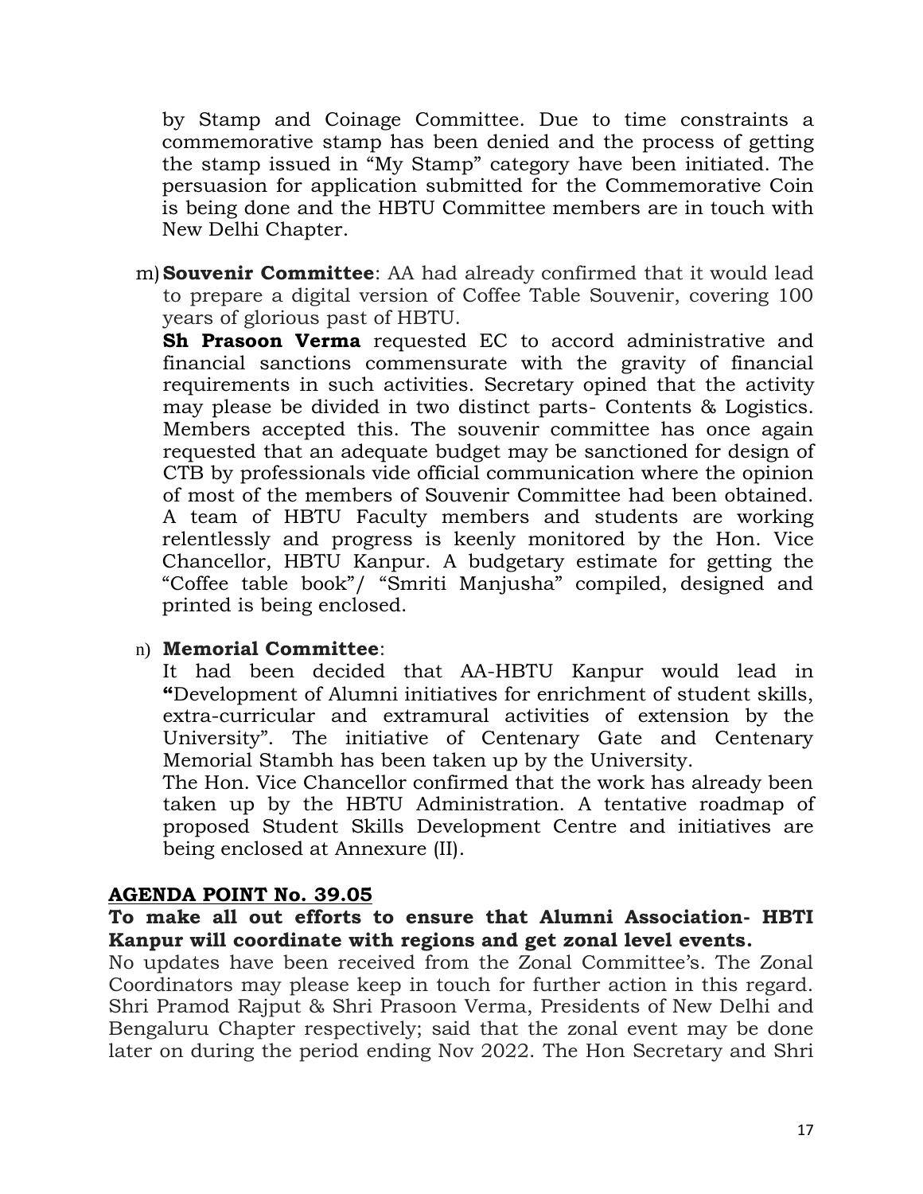by Stamp and Coinage Committee. Due to time constraints a commemorative stamp has been denied and the process of getting the stamp issued in "My Stamp" category have been initiated. The persuasion for application submitted for the Commemorative Coin is being done and the HBTU Committee members are in touch with New Delhi Chapter.

m) **Souvenir Committee**: AA had already confirmed that it would lead to prepare a digital version of Coffee Table Souvenir, covering 100 years of glorious past of HBTU.
**Sh Prasoon Verma** requested EC to accord administrative and financial sanctions commensurate with the gravity of financial requirements in such activities. Secretary opined that the activity may please be divided in two distinct parts- Contents & Logistics. Members accepted this. The souvenir committee has once again requested that an adequate budget may be sanctioned for design of CTB by professionals vide official communication where the opinion of most of the members of Souvenir Committee had been obtained. A team of HBTU Faculty members and students are working relentlessly and progress is keenly monitored by the Hon. Vice Chancellor, HBTU Kanpur. A budgetary estimate for getting the "Coffee table book"/ "Smriti Manjusha" compiled, designed and printed is being enclosed.

n) **Memorial Committee**:
It had been decided that AA-HBTU Kanpur would lead in **"**Development of Alumni initiatives for enrichment of student skills, extra-curricular and extramural activities of extension by the University". The initiative of Centenary Gate and Centenary Memorial Stambh has been taken up by the University.
The Hon. Vice Chancellor confirmed that the work has already been taken up by the HBTU Administration. A tentative roadmap of proposed Student Skills Development Centre and initiatives are being enclosed at Annexure (II).

## AGENDA POINT No. 39.05

**To make all out efforts to ensure that Alumni Association- HBTI Kanpur will coordinate with regions and get zonal level events.**

No updates have been received from the Zonal Committee's. The Zonal Coordinators may please keep in touch for further action in this regard. Shri Pramod Rajput & Shri Prasoon Verma, Presidents of New Delhi and Bengaluru Chapter respectively; said that the zonal event may be done later on during the period ending Nov 2022. The Hon Secretary and Shri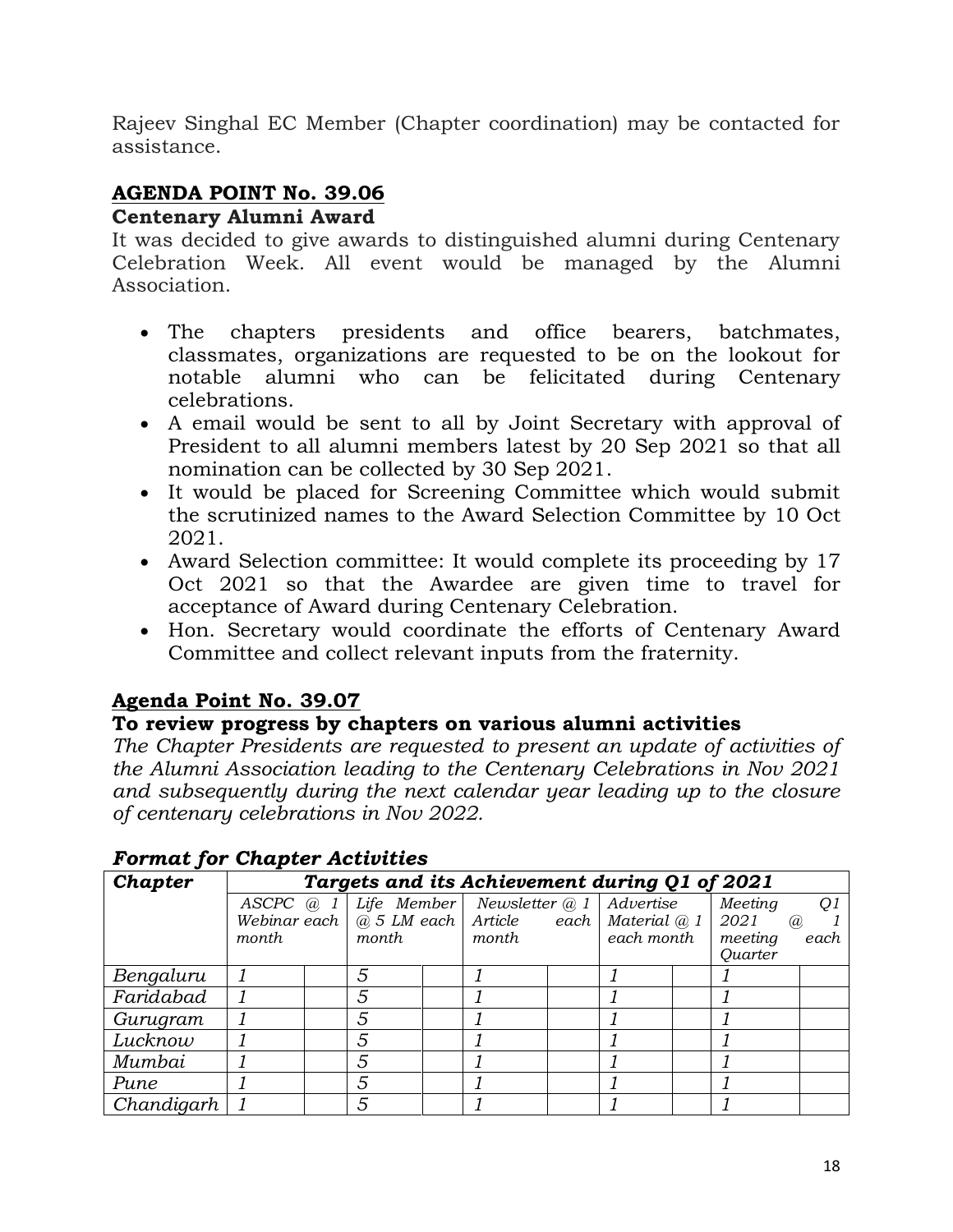Rajeev Singhal EC Member (Chapter coordination) may be contacted for assistance.

## AGENDA POINT No. 39.06

### Centenary Alumni Award

It was decided to give awards to distinguished alumni during Centenary Celebration Week. All event would be managed by the Alumni Association.

- The chapters presidents and office bearers, batchmates, classmates, organizations are requested to be on the lookout for notable alumni who can be felicitated during Centenary celebrations.
- A email would be sent to all by Joint Secretary with approval of President to all alumni members latest by 20 Sep 2021 so that all nomination can be collected by 30 Sep 2021.
- It would be placed for Screening Committee which would submit the scrutinized names to the Award Selection Committee by 10 Oct 2021.
- Award Selection committee: It would complete its proceeding by 17 Oct 2021 so that the Awardee are given time to travel for acceptance of Award during Centenary Celebration.
- Hon. Secretary would coordinate the efforts of Centenary Award Committee and collect relevant inputs from the fraternity.

## Agenda Point No. 39.07

### To review progress by chapters on various alumni activities

*The Chapter Presidents are requested to present an update of activities of the Alumni Association leading to the Centenary Celebrations in Nov 2021 and subsequently during the next calendar year leading up to the closure of centenary celebrations in Nov 2022.*

### *Format for Chapter Activities*

| ***Chapter*** | ***Targets and its Achievement during Q1 of 2021*** | | | | | | | | | |
|---|---|---|---|---|---|---|---|---|---|---|
| | *ASCPC @ 1 Webinar each month* | | *Life Member @ 5 LM each month* | | *Newsletter @ 1 Article each month* | | *Advertise Material @ 1 each month* | | *Meeting Q1 2021 @ 1 meeting each Quarter* | |
| *Bengaluru* | *1* | | *5* | | *1* | | *1* | | *1* | |
| *Faridabad* | *1* | | *5* | | *1* | | *1* | | *1* | |
| *Gurugram* | *1* | | *5* | | *1* | | *1* | | *1* | |
| *Lucknow* | *1* | | *5* | | *1* | | *1* | | *1* | |
| *Mumbai* | *1* | | *5* | | *1* | | *1* | | *1* | |
| *Pune* | *1* | | *5* | | *1* | | *1* | | *1* | |
| *Chandigarh* | *1* | | *5* | | *1* | | *1* | | *1* | |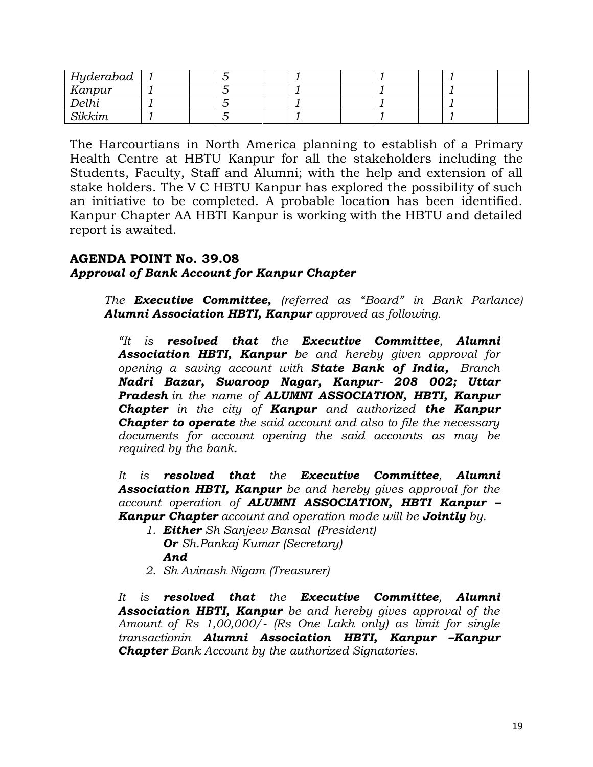| | | | | | | | | | | |
|---|---|---|---|---|---|---|---|---|---|---|
| *Hyderabad* | *1* | | *5* | | *1* | | *1* | | *1* | |
| *Kanpur* | *1* | | *5* | | *1* | | *1* | | *1* | |
| *Delhi* | *1* | | *5* | | *1* | | *1* | | *1* | |
| *Sikkim* | *1* | | *5* | | *1* | | *1* | | *1* | |

The Harcourtians in North America planning to establish of a Primary Health Centre at HBTU Kanpur for all the stakeholders including the Students, Faculty, Staff and Alumni; with the help and extension of all stake holders. The V C HBTU Kanpur has explored the possibility of such an initiative to be completed. A probable location has been identified. Kanpur Chapter AA HBTI Kanpur is working with the HBTU and detailed report is awaited.

## AGENDA POINT No. 39.08

***Approval of Bank Account for Kanpur Chapter***

*The **Executive Committee,** (referred as "Board" in Bank Parlance) **Alumni Association HBTI, Kanpur** approved as following.*

*"It is **resolved that** the **Executive Committee**, **Alumni Association HBTI, Kanpur** be and hereby given approval for opening a saving account with **State Bank of India,** Branch **Nadri Bazar, Swaroop Nagar, Kanpur- 208 002; Uttar Pradesh** in the name of **ALUMNI ASSOCIATION, HBTI, Kanpur Chapter** in the city of **Kanpur** and authorized **the Kanpur Chapter to operate** the said account and also to file the necessary documents for account opening the said accounts as may be required by the bank.*

*It is **resolved that** the **Executive Committee**, **Alumni Association HBTI, Kanpur** be and hereby gives approval for the account operation of **ALUMNI ASSOCIATION, HBTI Kanpur – Kanpur Chapter** account and operation mode will be **Jointly** by.*

1. ***Either** Sh Sanjeev Bansal (President)*
   ***Or** Sh.Pankaj Kumar (Secretary)*
   ***And***
2. *Sh Avinash Nigam (Treasurer)*

*It is **resolved that** the **Executive Committee**, **Alumni Association HBTI, Kanpur** be and hereby gives approval of the Amount of Rs 1,00,000/- (Rs One Lakh only) as limit for single transactionin **Alumni Association HBTI, Kanpur –Kanpur Chapter** Bank Account by the authorized Signatories.*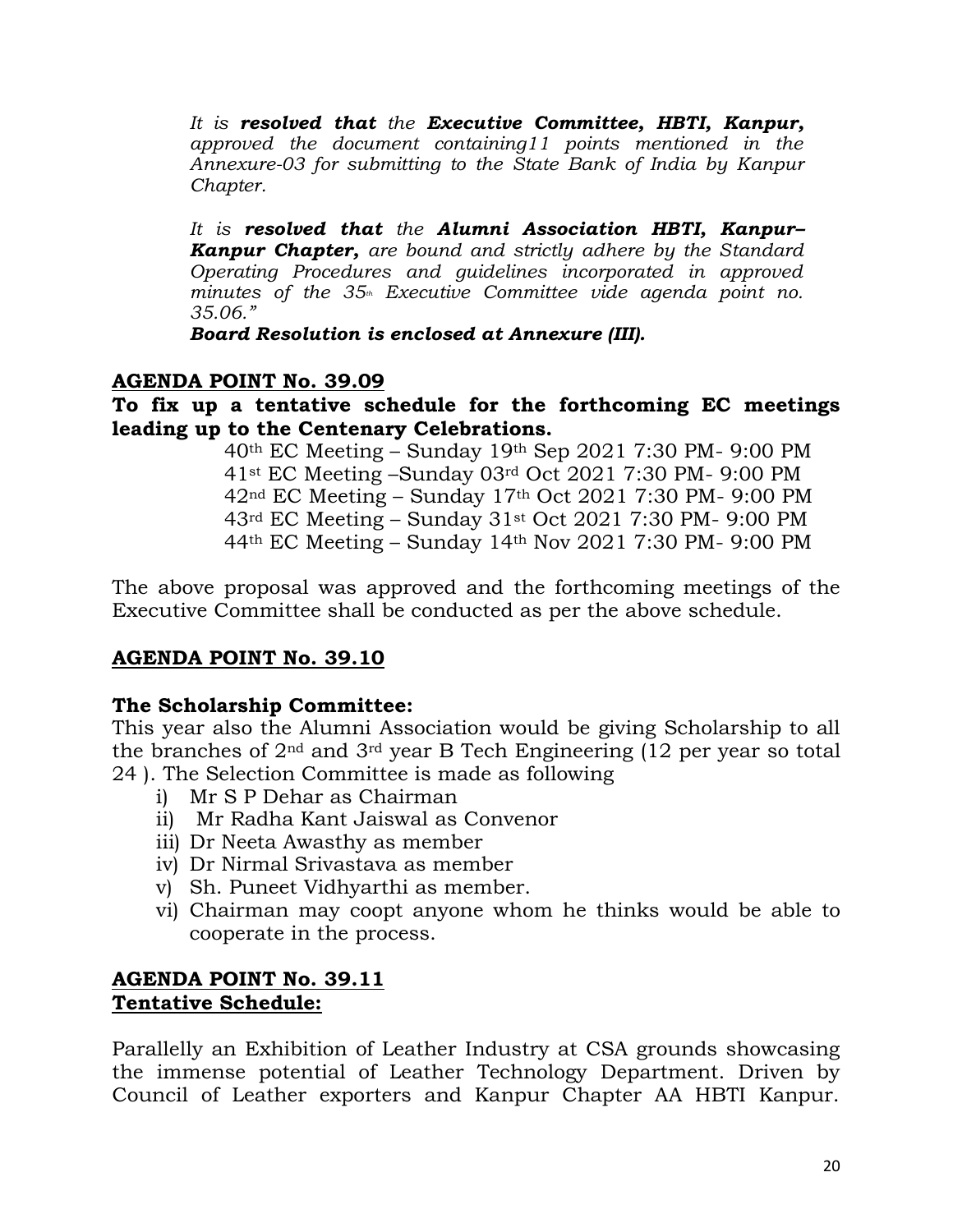*It is **resolved that** the **Executive Committee, HBTI, Kanpur,** approved the document containing11 points mentioned in the Annexure-03 for submitting to the State Bank of India by Kanpur Chapter.*

*It is **resolved that** the **Alumni Association HBTI, Kanpur–Kanpur Chapter,** are bound and strictly adhere by the Standard Operating Procedures and guidelines incorporated in approved minutes of the 35th Executive Committee vide agenda point no. 35.06."*

***Board Resolution is enclosed at Annexure (III).***

## AGENDA POINT No. 39.09

**To fix up a tentative schedule for the forthcoming EC meetings leading up to the Centenary Celebrations.**

40th EC Meeting – Sunday 19th Sep 2021 7:30 PM- 9:00 PM
41st EC Meeting –Sunday 03rd Oct 2021 7:30 PM- 9:00 PM
42nd EC Meeting – Sunday 17th Oct 2021 7:30 PM- 9:00 PM
43rd EC Meeting – Sunday 31st Oct 2021 7:30 PM- 9:00 PM
44th EC Meeting – Sunday 14th Nov 2021 7:30 PM- 9:00 PM

The above proposal was approved and the forthcoming meetings of the Executive Committee shall be conducted as per the above schedule.

## AGENDA POINT No. 39.10

**The Scholarship Committee:**

This year also the Alumni Association would be giving Scholarship to all the branches of 2nd and 3rd year B Tech Engineering (12 per year so total 24 ). The Selection Committee is made as following

i) Mr S P Dehar as Chairman
ii) Mr Radha Kant Jaiswal as Convenor
iii) Dr Neeta Awasthy as member
iv) Dr Nirmal Srivastava as member
v) Sh. Puneet Vidhyarthi as member.
vi) Chairman may coopt anyone whom he thinks would be able to cooperate in the process.

## AGENDA POINT No. 39.11

**Tentative Schedule:**

Parallelly an Exhibition of Leather Industry at CSA grounds showcasing the immense potential of Leather Technology Department. Driven by Council of Leather exporters and Kanpur Chapter AA HBTI Kanpur.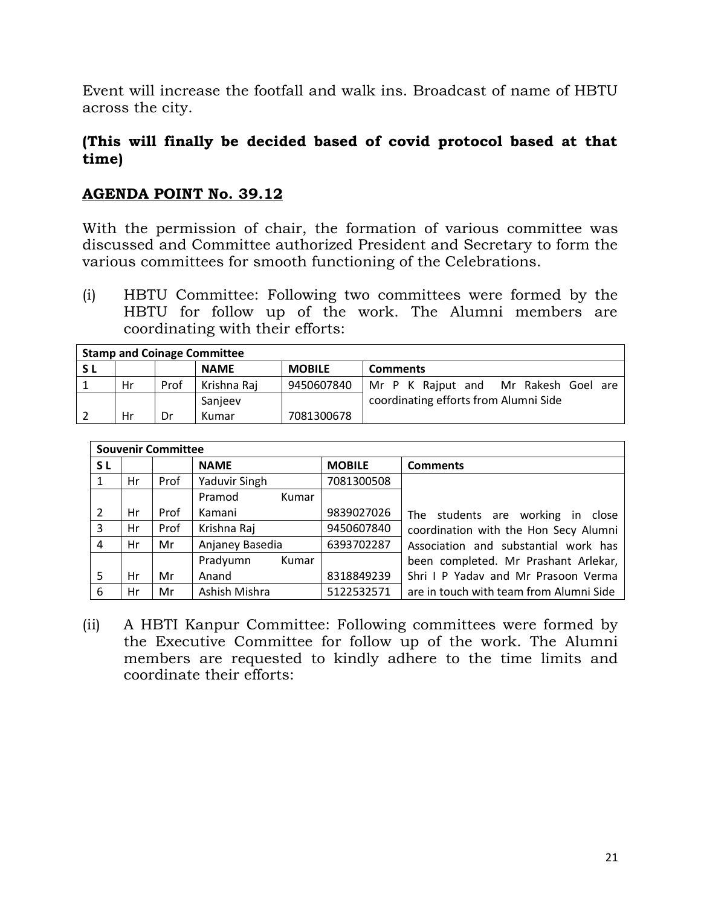Event will increase the footfall and walk ins. Broadcast of name of HBTU across the city.

**(This will finally be decided based of covid protocol based at that time)**

## AGENDA POINT No. 39.12

With the permission of chair, the formation of various committee was discussed and Committee authorized President and Secretary to form the various committees for smooth functioning of the Celebrations.

(i) HBTU Committee: Following two committees were formed by the HBTU for follow up of the work. The Alumni members are coordinating with their efforts:

| **Stamp and Coinage Committee** | | | | | |
|---|---|---|---|---|---|
| **S L** | | | **NAME** | **MOBILE** | **Comments** |
| 1 | Hr | Prof | Krishna Raj | 9450607840 | Mr P K Rajput and Mr Rakesh Goel are coordinating efforts from Alumni Side |
| 2 | Hr | Dr | Sanjeev Kumar | 7081300678 | |

| **Souvenir Committee** | | | | | |
|---|---|---|---|---|---|
| **S L** | | | **NAME** | **MOBILE** | **Comments** |
| 1 | Hr | Prof | Yaduvir Singh | 7081300508 | The students are working in close coordination with the Hon Secy Alumni Association and substantial work has been completed. Mr Prashant Arlekar, Shri I P Yadav and Mr Prasoon Verma are in touch with team from Alumni Side |
| 2 | Hr | Prof | Pramod Kumar Kamani | 9839027026 | |
| 3 | Hr | Prof | Krishna Raj | 9450607840 | |
| 4 | Hr | Mr | Anjaney Basedia | 6393702287 | |
| 5 | Hr | Mr | Pradyumn Kumar Anand | 8318849239 | |
| 6 | Hr | Mr | Ashish Mishra | 5122532571 | |

(ii) A HBTI Kanpur Committee: Following committees were formed by the Executive Committee for follow up of the work. The Alumni members are requested to kindly adhere to the time limits and coordinate their efforts: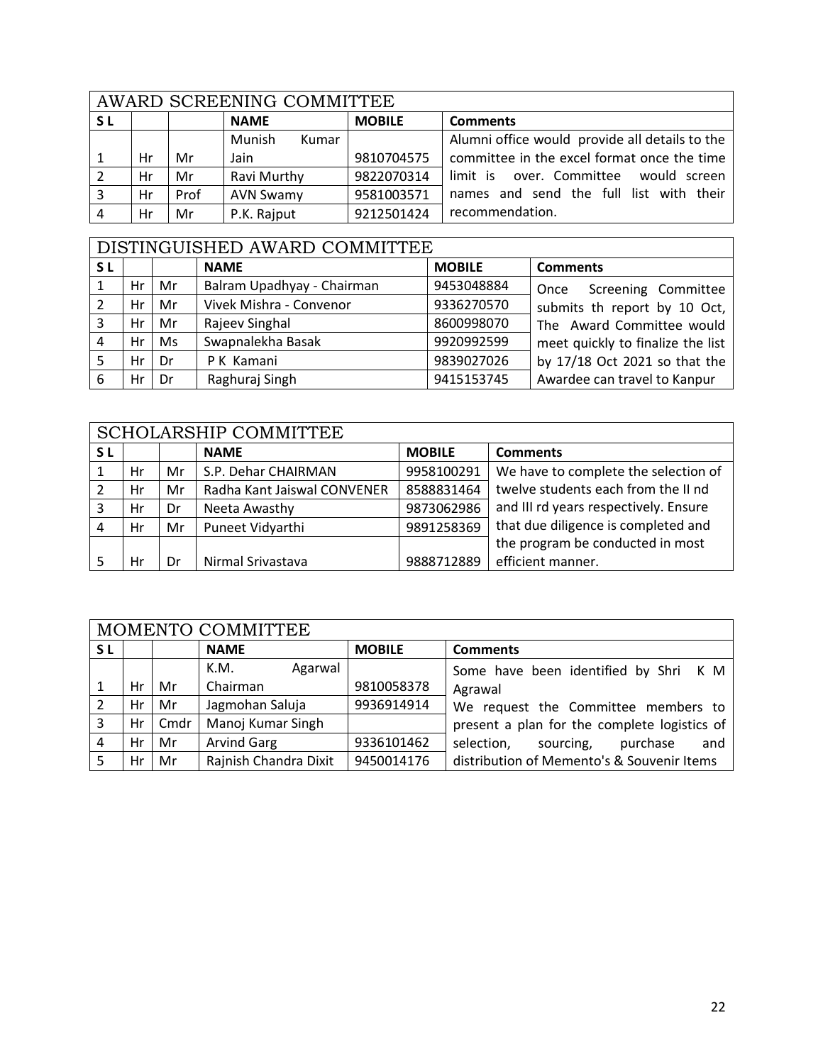| AWARD SCREENING COMMITTEE | | | | | |
|---|---|---|---|---|---|
| **S L** | | | **NAME** | **MOBILE** | **Comments** |
| 1 | Hr | Mr | Munish Kumar Jain | 9810704575 | Alumni office would provide all details to the committee in the excel format once the time limit is over. Committee would screen names and send the full list with their recommendation. |
| 2 | Hr | Mr | Ravi Murthy | 9822070314 | |
| 3 | Hr | Prof | AVN Swamy | 9581003571 | |
| 4 | Hr | Mr | P.K. Rajput | 9212501424 | |

| DISTINGUISHED AWARD COMMITTEE | | | | | |
|---|---|---|---|---|---|
| **S L** | | | **NAME** | **MOBILE** | **Comments** |
| 1 | Hr | Mr | Balram Upadhyay - Chairman | 9453048884 | Once Screening Committee submits th report by 10 Oct, The Award Committee would meet quickly to finalize the list by 17/18 Oct 2021 so that the Awardee can travel to Kanpur |
| 2 | Hr | Mr | Vivek Mishra - Convenor | 9336270570 | |
| 3 | Hr | Mr | Rajeev Singhal | 8600998070 | |
| 4 | Hr | Ms | Swapnalekha Basak | 9920992599 | |
| 5 | Hr | Dr | P K Kamani | 9839027026 | |
| 6 | Hr | Dr | Raghuraj Singh | 9415153745 | |

| SCHOLARSHIP COMMITTEE | | | | | |
|---|---|---|---|---|---|
| **S L** | | | **NAME** | **MOBILE** | **Comments** |
| 1 | Hr | Mr | S.P. Dehar CHAIRMAN | 9958100291 | We have to complete the selection of twelve students each from the II nd and III rd years respectively. Ensure that due diligence is completed and the program be conducted in most efficient manner. |
| 2 | Hr | Mr | Radha Kant Jaiswal CONVENER | 8588831464 | |
| 3 | Hr | Dr | Neeta Awasthy | 9873062986 | |
| 4 | Hr | Mr | Puneet Vidyarthi | 9891258369 | |
| 5 | Hr | Dr | Nirmal Srivastava | 9888712889 | |

| MOMENTO COMMITTEE | | | | | |
|---|---|---|---|---|---|
| **S L** | | | **NAME** | **MOBILE** | **Comments** |
| 1 | Hr | Mr | K.M. Agarwal Chairman | 9810058378 | Some have been identified by Shri K M Agrawal We request the Committee members to present a plan for the complete logistics of selection, sourcing, purchase and distribution of Memento's & Souvenir Items |
| 2 | Hr | Mr | Jagmohan Saluja | 9936914914 | |
| 3 | Hr | Cmdr | Manoj Kumar Singh | | |
| 4 | Hr | Mr | Arvind Garg | 9336101462 | |
| 5 | Hr | Mr | Rajnish Chandra Dixit | 9450014176 | |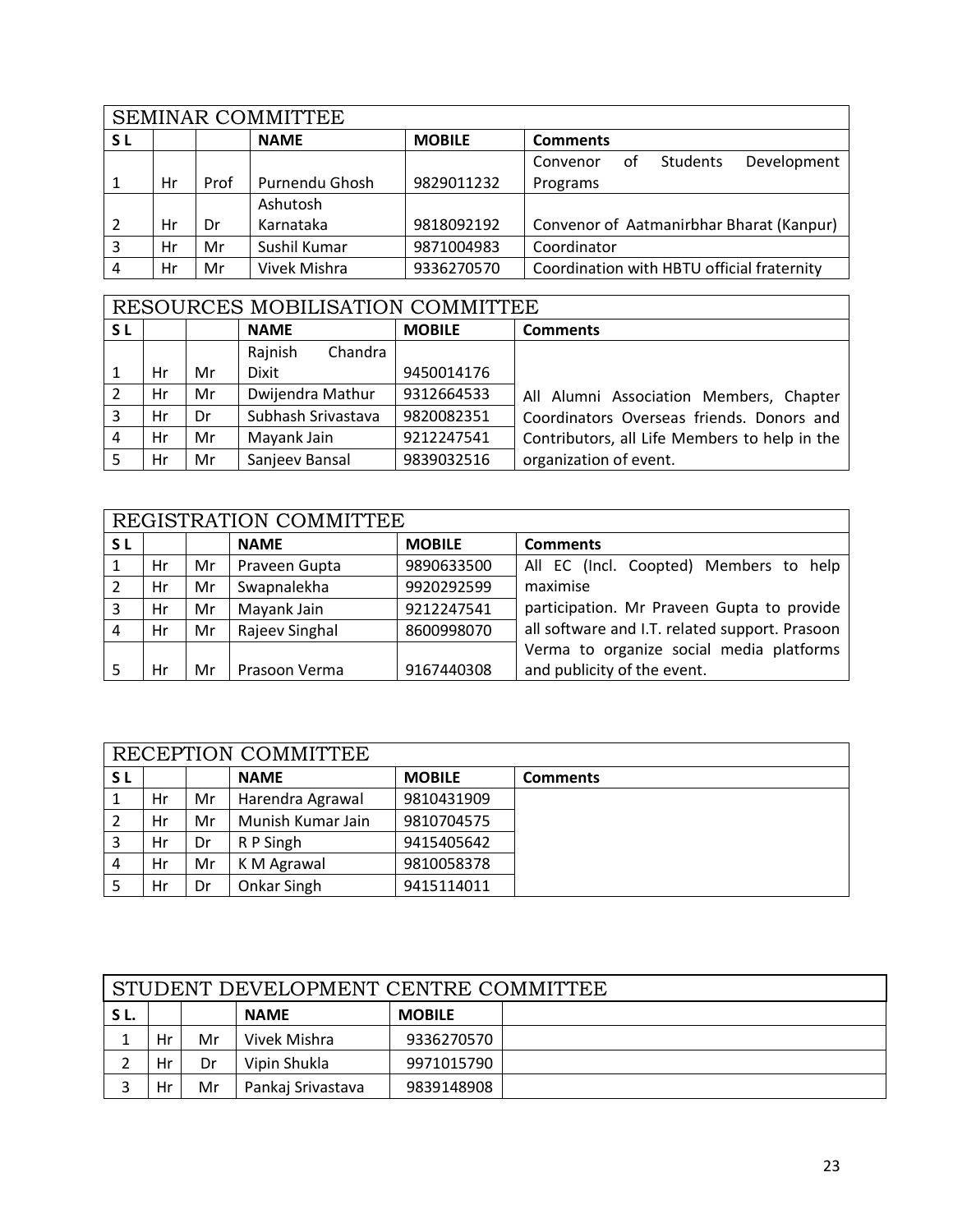| SEMINAR COMMITTEE | | | | | |
|---|---|---|---|---|---|
| S L | | | NAME | MOBILE | Comments |
| 1 | Hr | Prof | Purnendu Ghosh | 9829011232 | Convenor of Students Development Programs |
| 2 | Hr | Dr | Ashutosh Karnataka | 9818092192 | Convenor of Aatmanirbhar Bharat (Kanpur) |
| 3 | Hr | Mr | Sushil Kumar | 9871004983 | Coordinator |
| 4 | Hr | Mr | Vivek Mishra | 9336270570 | Coordination with HBTU official fraternity |

| RESOURCES MOBILISATION COMMITTEE | | | | | |
|---|---|---|---|---|---|
| S L | | | NAME | MOBILE | Comments |
| 1 | Hr | Mr | Rajnish Chandra Dixit | 9450014176 | All Alumni Association Members, Chapter Coordinators Overseas friends. Donors and Contributors, all Life Members to help in the organization of event. |
| 2 | Hr | Mr | Dwijendra Mathur | 9312664533 | |
| 3 | Hr | Dr | Subhash Srivastava | 9820082351 | |
| 4 | Hr | Mr | Mayank Jain | 9212247541 | |
| 5 | Hr | Mr | Sanjeev Bansal | 9839032516 | |

| REGISTRATION COMMITTEE | | | | | |
|---|---|---|---|---|---|
| S L | | | NAME | MOBILE | Comments |
| 1 | Hr | Mr | Praveen Gupta | 9890633500 | All EC (Incl. Coopted) Members to help maximise participation. Mr Praveen Gupta to provide all software and I.T. related support. Prasoon Verma to organize social media platforms and publicity of the event. |
| 2 | Hr | Mr | Swapnalekha | 9920292599 | |
| 3 | Hr | Mr | Mayank Jain | 9212247541 | |
| 4 | Hr | Mr | Rajeev Singhal | 8600998070 | |
| 5 | Hr | Mr | Prasoon Verma | 9167440308 | |

| RECEPTION COMMITTEE | | | | | |
|---|---|---|---|---|---|
| S L | | | NAME | MOBILE | Comments |
| 1 | Hr | Mr | Harendra Agrawal | 9810431909 | |
| 2 | Hr | Mr | Munish Kumar Jain | 9810704575 | |
| 3 | Hr | Dr | R P Singh | 9415405642 | |
| 4 | Hr | Mr | K M Agrawal | 9810058378 | |
| 5 | Hr | Dr | Onkar Singh | 9415114011 | |

| STUDENT DEVELOPMENT CENTRE COMMITTEE | | | | | |
|---|---|---|---|---|---|
| S L. | | | NAME | MOBILE | |
| 1 | Hr | Mr | Vivek Mishra | 9336270570 | |
| 2 | Hr | Dr | Vipin Shukla | 9971015790 | |
| 3 | Hr | Mr | Pankaj Srivastava | 9839148908 | |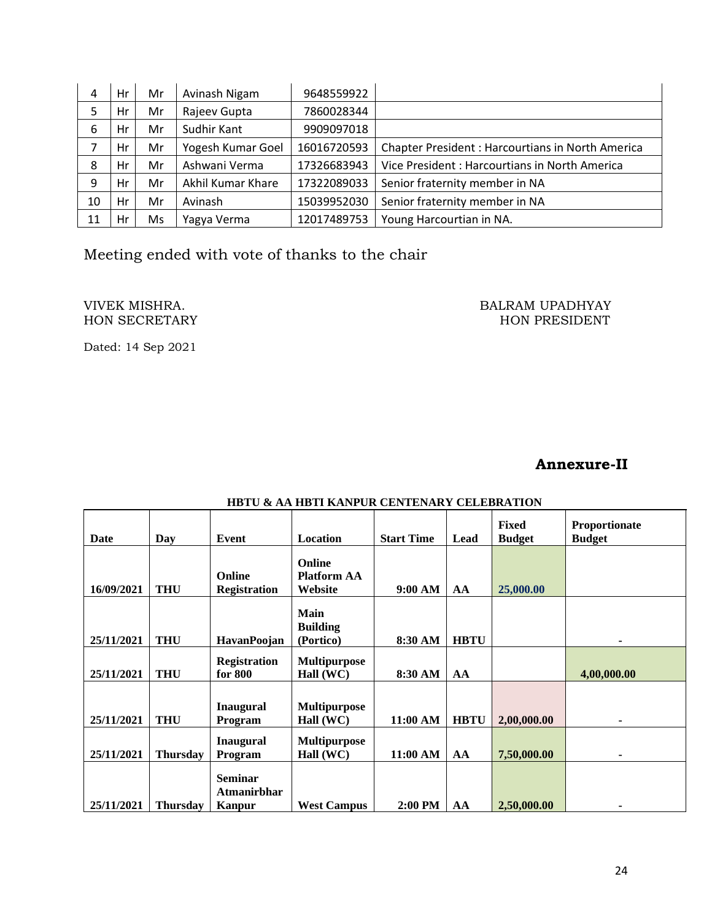| 4 | Hr | Mr | Avinash Nigam | 9648559922 | |
|---|---|---|---|---|---|
| 5 | Hr | Mr | Rajeev Gupta | 7860028344 | |
| 6 | Hr | Mr | Sudhir Kant | 9909097018 | |
| 7 | Hr | Mr | Yogesh Kumar Goel | 16016720593 | Chapter President : Harcourtians in North America |
| 8 | Hr | Mr | Ashwani Verma | 17326683943 | Vice President : Harcourtians in North America |
| 9 | Hr | Mr | Akhil Kumar Khare | 17322089033 | Senior fraternity member in NA |
| 10 | Hr | Mr | Avinash | 15039952030 | Senior fraternity member in NA |
| 11 | Hr | Ms | Yagya Verma | 12017489753 | Young Harcourtian in NA. |

Meeting ended with vote of thanks to the chair

VIVEK MISHRA.
HON SECRETARY

BALRAM UPADHYAY
HON PRESIDENT

Dated: 14 Sep 2021

## Annexure-II

**HBTU & AA HBTI KANPUR CENTENARY CELEBRATION**

| Date | Day | Event | Location | Start Time | Lead | Fixed Budget | Proportionate Budget |
|---|---|---|---|---|---|---|---|
| 16/09/2021 | THU | Online Registration | Online Platform AA Website | 9:00 AM | AA | 25,000.00 | |
| 25/11/2021 | THU | HavanPoojan | Main Building (Portico) | 8:30 AM | HBTU | | - |
| 25/11/2021 | THU | Registration for 800 | Multipurpose Hall (WC) | 8:30 AM | AA | | 4,00,000.00 |
| 25/11/2021 | THU | Inaugural Program | Multipurpose Hall (WC) | 11:00 AM | HBTU | 2,00,000.00 | - |
| 25/11/2021 | Thursday | Inaugural Program | Multipurpose Hall (WC) | 11:00 AM | AA | 7,50,000.00 | - |
| 25/11/2021 | Thursday | Seminar Atmanirbhar Kanpur | West Campus | 2:00 PM | AA | 2,50,000.00 | - |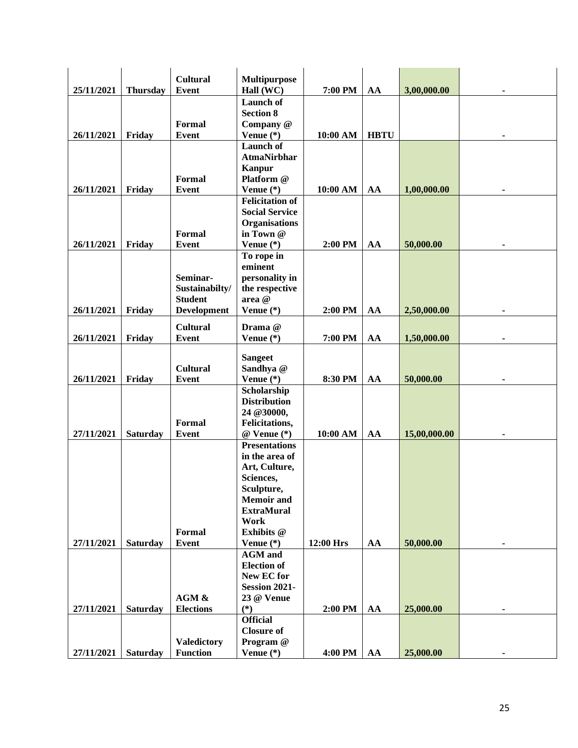| | | | | | | | |
|---|---|---|---|---|---|---|---|
| **25/11/2021** | **Thursday** | **Cultural Event** | **Multipurpose Hall (WC)** | **7:00 PM** | **AA** | **3,00,000.00** | **-** |
| **26/11/2021** | **Friday** | **Formal Event** | **Launch of Section 8 Company @ Venue (*)** | **10:00 AM** | **HBTU** | | **-** |
| **26/11/2021** | **Friday** | **Formal Event** | **Launch of AtmaNirbhar Kanpur Platform @ Venue (*)** | **10:00 AM** | **AA** | **1,00,000.00** | **-** |
| **26/11/2021** | **Friday** | **Formal Event** | **Felicitation of Social Service Organisations in Town @ Venue (*)** | **2:00 PM** | **AA** | **50,000.00** | **-** |
| **26/11/2021** | **Friday** | **Seminar-Sustainabilty/ Student Development** | **To rope in eminent personality in the respective area @ Venue (*)** | **2:00 PM** | **AA** | **2,50,000.00** | **-** |
| **26/11/2021** | **Friday** | **Cultural Event** | **Drama @ Venue (*)** | **7:00 PM** | **AA** | **1,50,000.00** | **-** |
| **26/11/2021** | **Friday** | **Cultural Event** | **Sangeet Sandhya @ Venue (*)** | **8:30 PM** | **AA** | **50,000.00** | **-** |
| **27/11/2021** | **Saturday** | **Formal Event** | **Scholarship Distribution 24 @30000, Felicitations, @ Venue (*)** | **10:00 AM** | **AA** | **15,00,000.00** | **-** |
| **27/11/2021** | **Saturday** | **Formal Event** | **Presentations in the area of Art, Culture, Sciences, Sculpture, Memoir and ExtraMural Work Exhibits @ Venue (*)** | **12:00 Hrs** | **AA** | **50,000.00** | **-** |
| **27/11/2021** | **Saturday** | **AGM & Elections** | **AGM and Election of New EC for Session 2021-23 @ Venue (*)** | **2:00 PM** | **AA** | **25,000.00** | **-** |
| **27/11/2021** | **Saturday** | **Valedictory Function** | **Official Closure of Program @ Venue (*)** | **4:00 PM** | **AA** | **25,000.00** | **-** |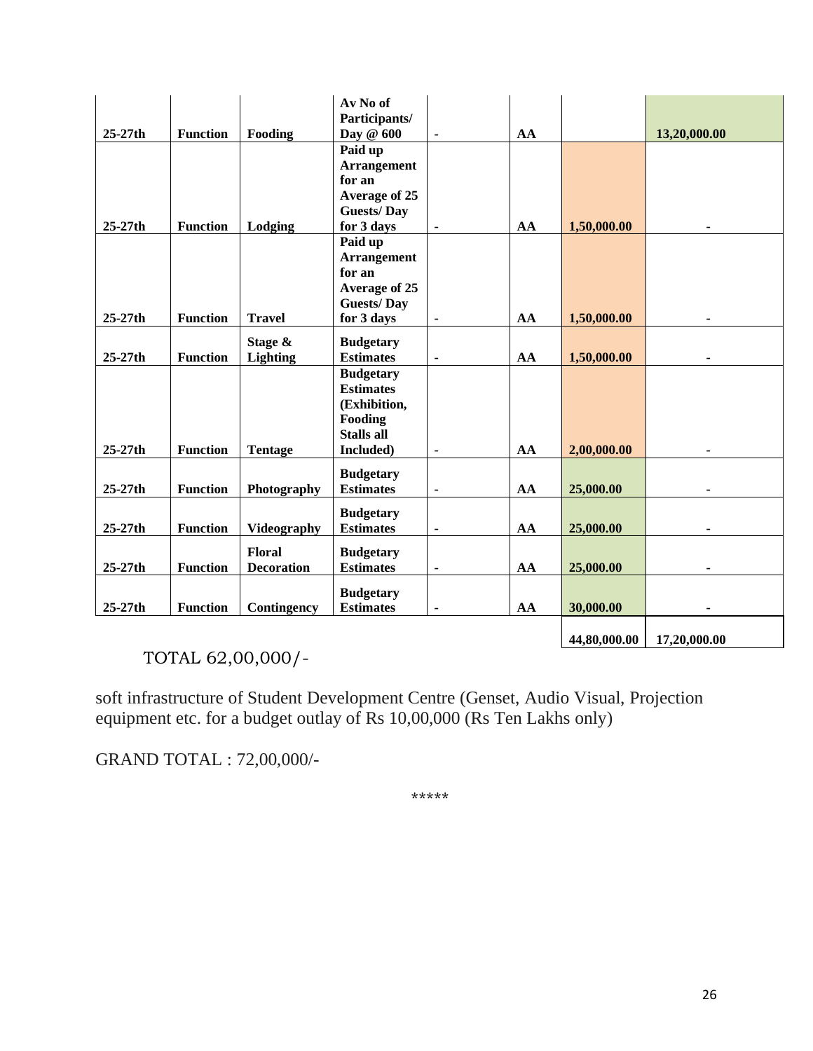| | | | | | | | |
|---|---|---|---|---|---|---|---|
| 25-27th | Function | Fooding | Av No of Participants/ Day @ 600 | - | AA | | 13,20,000.00 |
| 25-27th | Function | Lodging | Paid up Arrangement for an Average of 25 Guests/ Day for 3 days | - | AA | 1,50,000.00 | - |
| 25-27th | Function | Travel | Paid up Arrangement for an Average of 25 Guests/ Day for 3 days | - | AA | 1,50,000.00 | - |
| 25-27th | Function | Stage & Lighting | Budgetary Estimates | - | AA | 1,50,000.00 | - |
| 25-27th | Function | Tentage | Budgetary Estimates (Exhibition, Fooding Stalls all Included) | - | AA | 2,00,000.00 | - |
| 25-27th | Function | Photography | Budgetary Estimates | - | AA | 25,000.00 | - |
| 25-27th | Function | Videography | Budgetary Estimates | - | AA | 25,000.00 | - |
| 25-27th | Function | Floral Decoration | Budgetary Estimates | - | AA | 25,000.00 | - |
| 25-27th | Function | Contingency | Budgetary Estimates | - | AA | 30,000.00 | - |
| | | | | | | 44,80,000.00 | 17,20,000.00 |

TOTAL 62,00,000/-

soft infrastructure of Student Development Centre (Genset, Audio Visual, Projection equipment etc. for a budget outlay of Rs 10,00,000 (Rs Ten Lakhs only)

GRAND TOTAL : 72,00,000/-

*****